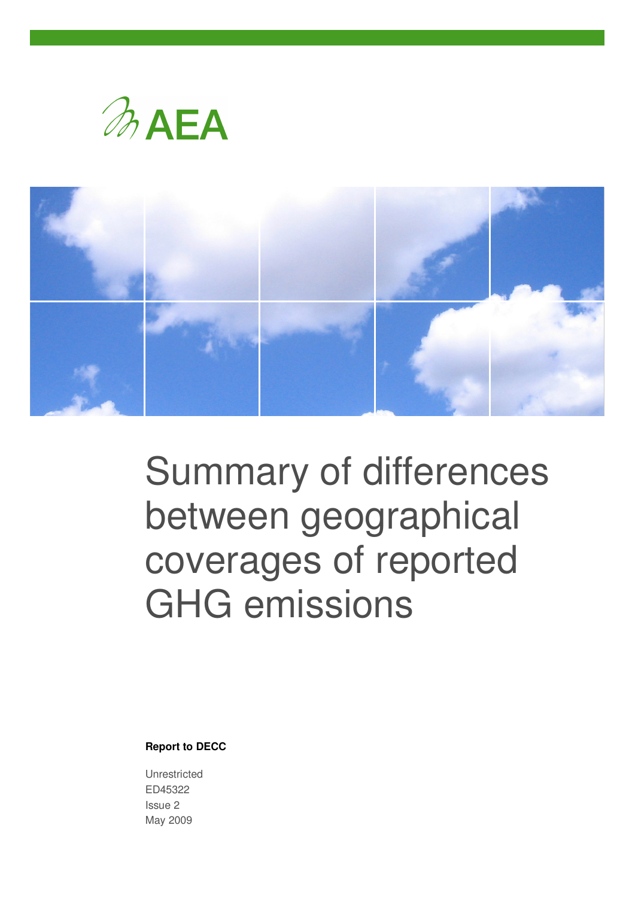AEA

# Summary of differences between geographical coverages of reported GHG emissions

**Report to DECC**

Unrestricted
ED45322
Issue 2
May 2009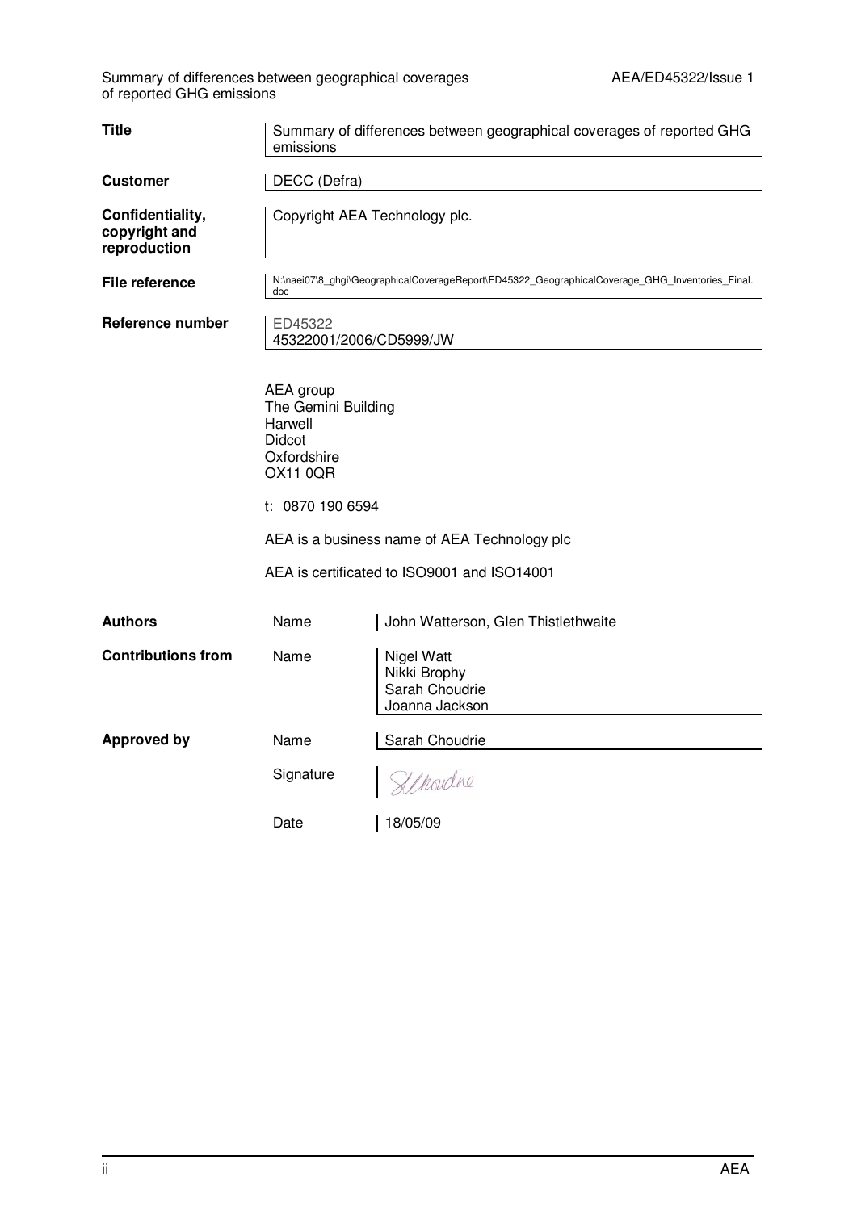| | | |
|---|---|---|
| **Title** | Summary of differences between geographical coverages of reported GHG emissions | |
| **Customer** | DECC (Defra) | |
| **Confidentiality, copyright and reproduction** | Copyright AEA Technology plc. | |
| **File reference** | N:\naei07\8_ghgi\GeographicalCoverageReport\ED45322_GeographicalCoverage_GHG_Inventories_Final.doc | |
| **Reference number** | ED45322<br>45322001/2006/CD5999/JW | |

AEA group
The Gemini Building
Harwell
Didcot
Oxfordshire
OX11 0QR

t: 0870 190 6594

AEA is a business name of AEA Technology plc

AEA is certificated to ISO9001 and ISO14001

| | | |
|---|---|---|
| **Authors** | Name | John Watterson, Glen Thistlethwaite |
| **Contributions from** | Name | Nigel Watt<br>Nikki Brophy<br>Sarah Choudrie<br>Joanna Jackson |
| **Approved by** | Name | Sarah Choudrie |
| | Signature | S Choudrie |
| | Date | 18/05/09 |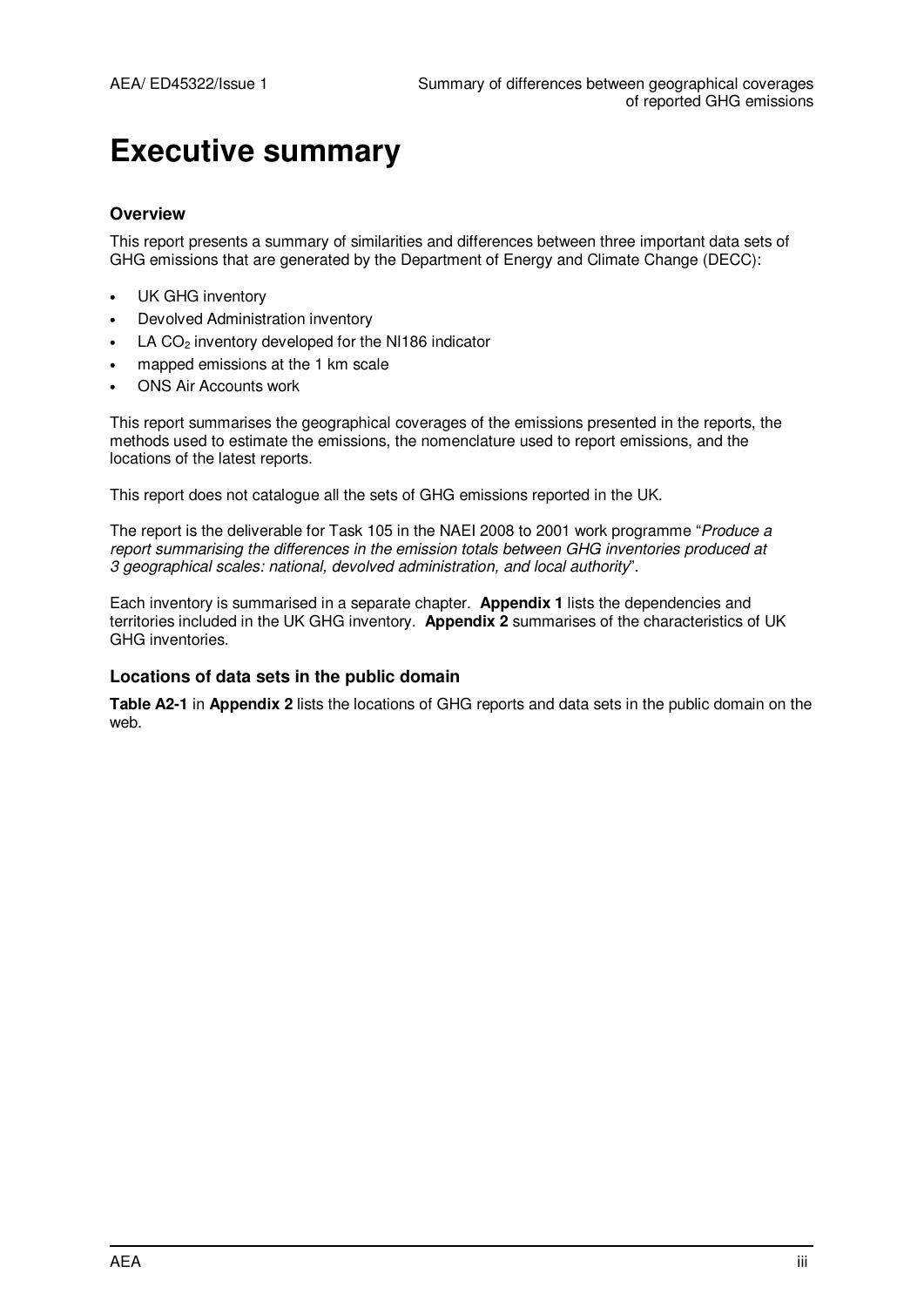# Executive summary

### Overview

This report presents a summary of similarities and differences between three important data sets of GHG emissions that are generated by the Department of Energy and Climate Change (DECC):

- UK GHG inventory
- Devolved Administration inventory
- LA $CO_2$ inventory developed for the NI186 indicator
- mapped emissions at the 1 km scale
- ONS Air Accounts work

This report summarises the geographical coverages of the emissions presented in the reports, the methods used to estimate the emissions, the nomenclature used to report emissions, and the locations of the latest reports.

This report does not catalogue all the sets of GHG emissions reported in the UK.

The report is the deliverable for Task 105 in the NAEI 2008 to 2001 work programme "*Produce a report summarising the differences in the emission totals between GHG inventories produced at 3 geographical scales: national, devolved administration, and local authority*".

Each inventory is summarised in a separate chapter. **Appendix 1** lists the dependencies and territories included in the UK GHG inventory. **Appendix 2** summarises of the characteristics of UK GHG inventories.

### Locations of data sets in the public domain

**Table A2-1** in **Appendix 2** lists the locations of GHG reports and data sets in the public domain on the web.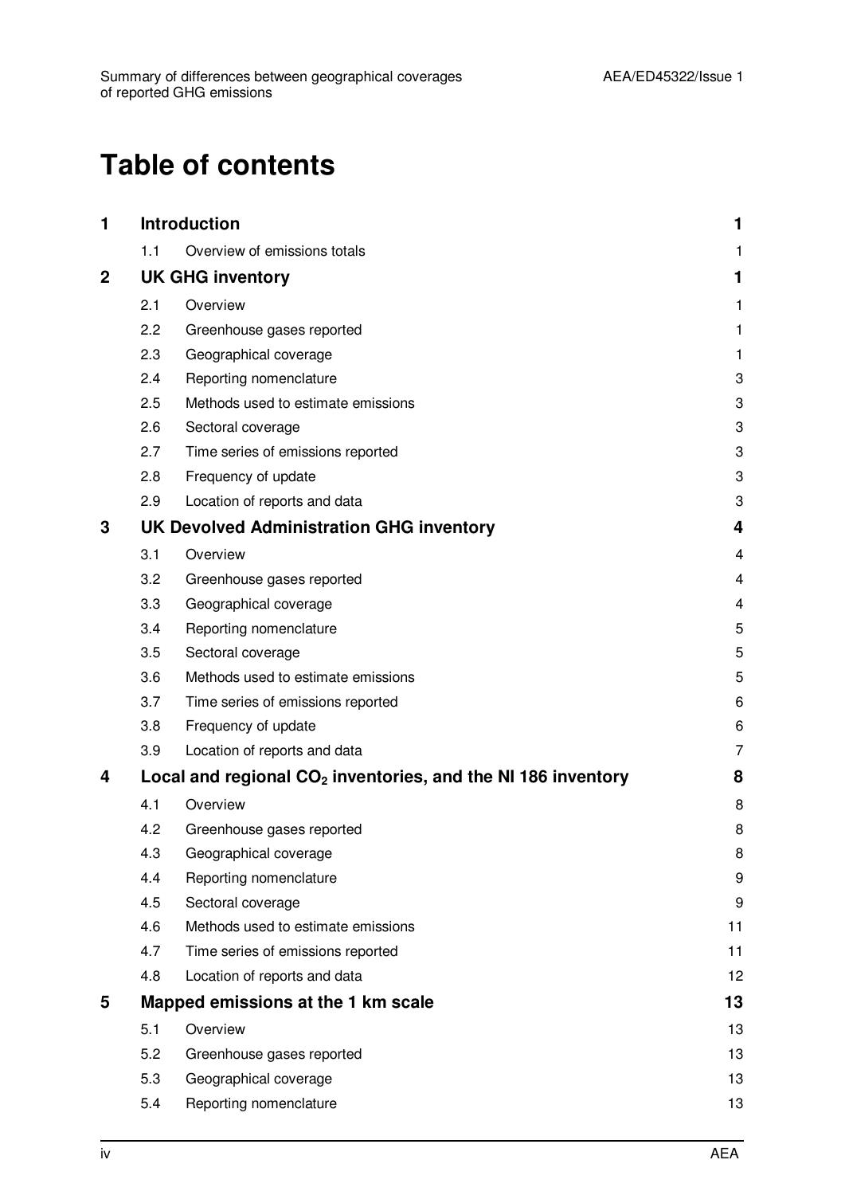# Table of contents

| | | | |
|---|---|---|---|
| **1** | **Introduction** | | **1** |
| | 1.1 | Overview of emissions totals | 1 |
| **2** | **UK GHG inventory** | | **1** |
| | 2.1 | Overview | 1 |
| | 2.2 | Greenhouse gases reported | 1 |
| | 2.3 | Geographical coverage | 1 |
| | 2.4 | Reporting nomenclature | 3 |
| | 2.5 | Methods used to estimate emissions | 3 |
| | 2.6 | Sectoral coverage | 3 |
| | 2.7 | Time series of emissions reported | 3 |
| | 2.8 | Frequency of update | 3 |
| | 2.9 | Location of reports and data | 3 |
| **3** | **UK Devolved Administration GHG inventory** | | **4** |
| | 3.1 | Overview | 4 |
| | 3.2 | Greenhouse gases reported | 4 |
| | 3.3 | Geographical coverage | 4 |
| | 3.4 | Reporting nomenclature | 5 |
| | 3.5 | Sectoral coverage | 5 |
| | 3.6 | Methods used to estimate emissions | 5 |
| | 3.7 | Time series of emissions reported | 6 |
| | 3.8 | Frequency of update | 6 |
| | 3.9 | Location of reports and data | 7 |
| **4** | **Local and regional $CO_2$ inventories, and the NI 186 inventory** | | **8** |
| | 4.1 | Overview | 8 |
| | 4.2 | Greenhouse gases reported | 8 |
| | 4.3 | Geographical coverage | 8 |
| | 4.4 | Reporting nomenclature | 9 |
| | 4.5 | Sectoral coverage | 9 |
| | 4.6 | Methods used to estimate emissions | 11 |
| | 4.7 | Time series of emissions reported | 11 |
| | 4.8 | Location of reports and data | 12 |
| **5** | **Mapped emissions at the 1 km scale** | | **13** |
| | 5.1 | Overview | 13 |
| | 5.2 | Greenhouse gases reported | 13 |
| | 5.3 | Geographical coverage | 13 |
| | 5.4 | Reporting nomenclature | 13 |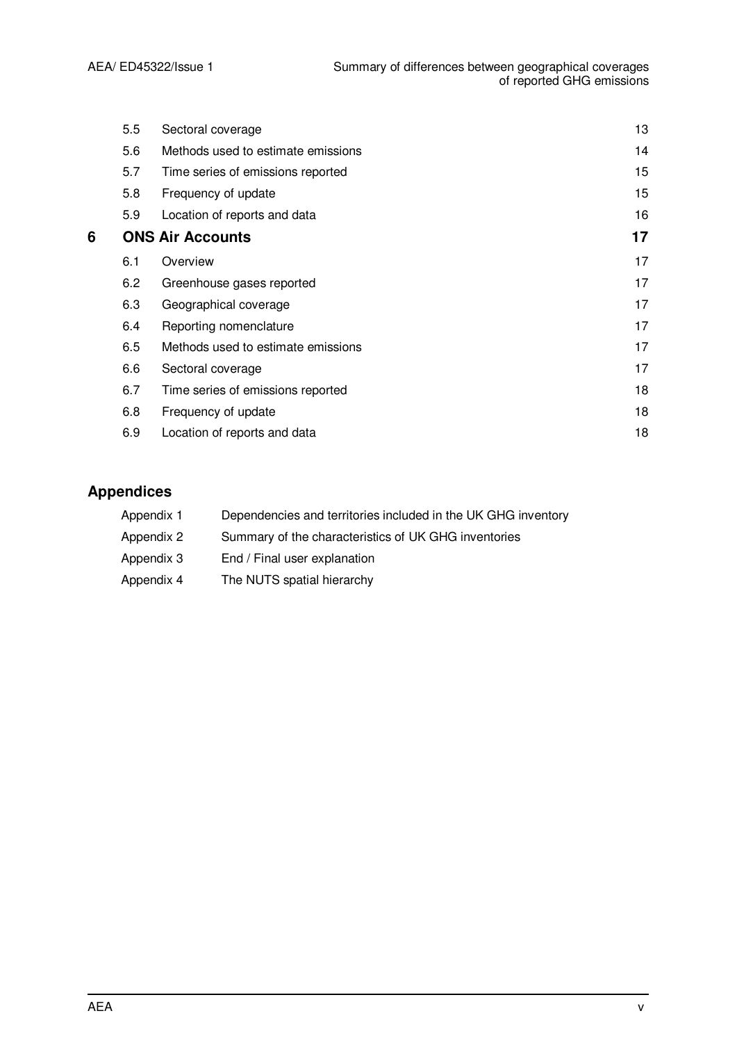| | | |
|---|---|---|
| 5.5 | Sectoral coverage | 13 |
| 5.6 | Methods used to estimate emissions | 14 |
| 5.7 | Time series of emissions reported | 15 |
| 5.8 | Frequency of update | 15 |
| 5.9 | Location of reports and data | 16 |
| **6** | **ONS Air Accounts** | **17** |
| 6.1 | Overview | 17 |
| 6.2 | Greenhouse gases reported | 17 |
| 6.3 | Geographical coverage | 17 |
| 6.4 | Reporting nomenclature | 17 |
| 6.5 | Methods used to estimate emissions | 17 |
| 6.6 | Sectoral coverage | 17 |
| 6.7 | Time series of emissions reported | 18 |
| 6.8 | Frequency of update | 18 |
| 6.9 | Location of reports and data | 18 |

## Appendices

| | |
|---|---|
| Appendix 1 | Dependencies and territories included in the UK GHG inventory |
| Appendix 2 | Summary of the characteristics of UK GHG inventories |
| Appendix 3 | End / Final user explanation |
| Appendix 4 | The NUTS spatial hierarchy |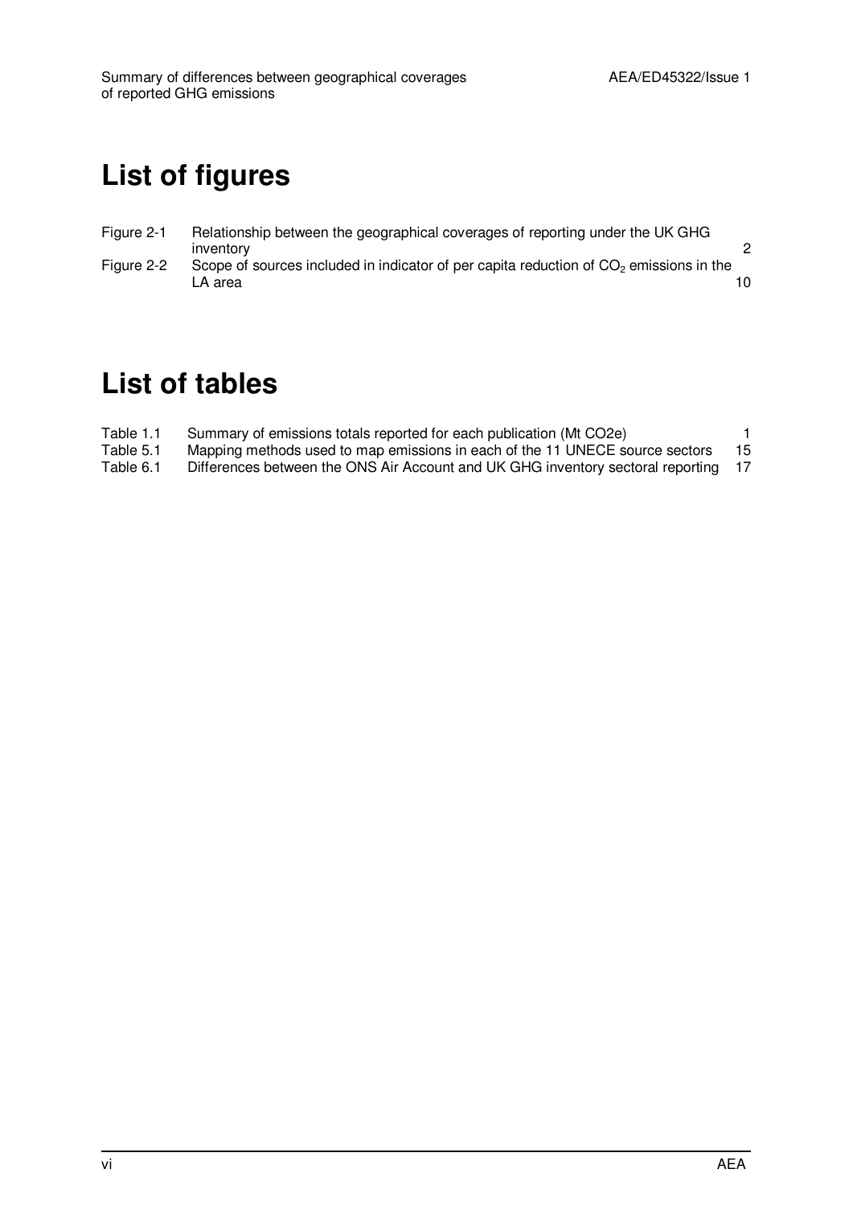# List of figures

| | | |
|---|---|---|
| Figure 2-1 | Relationship between the geographical coverages of reporting under the UK GHG inventory | 2 |
| Figure 2-2 | Scope of sources included in indicator of per capita reduction of $CO_2$ emissions in the LA area | 10 |

# List of tables

| | | |
|---|---|---|
| Table 1.1 | Summary of emissions totals reported for each publication (Mt CO2e) | 1 |
| Table 5.1 | Mapping methods used to map emissions in each of the 11 UNECE source sectors | 15 |
| Table 6.1 | Differences between the ONS Air Account and UK GHG inventory sectoral reporting | 17 |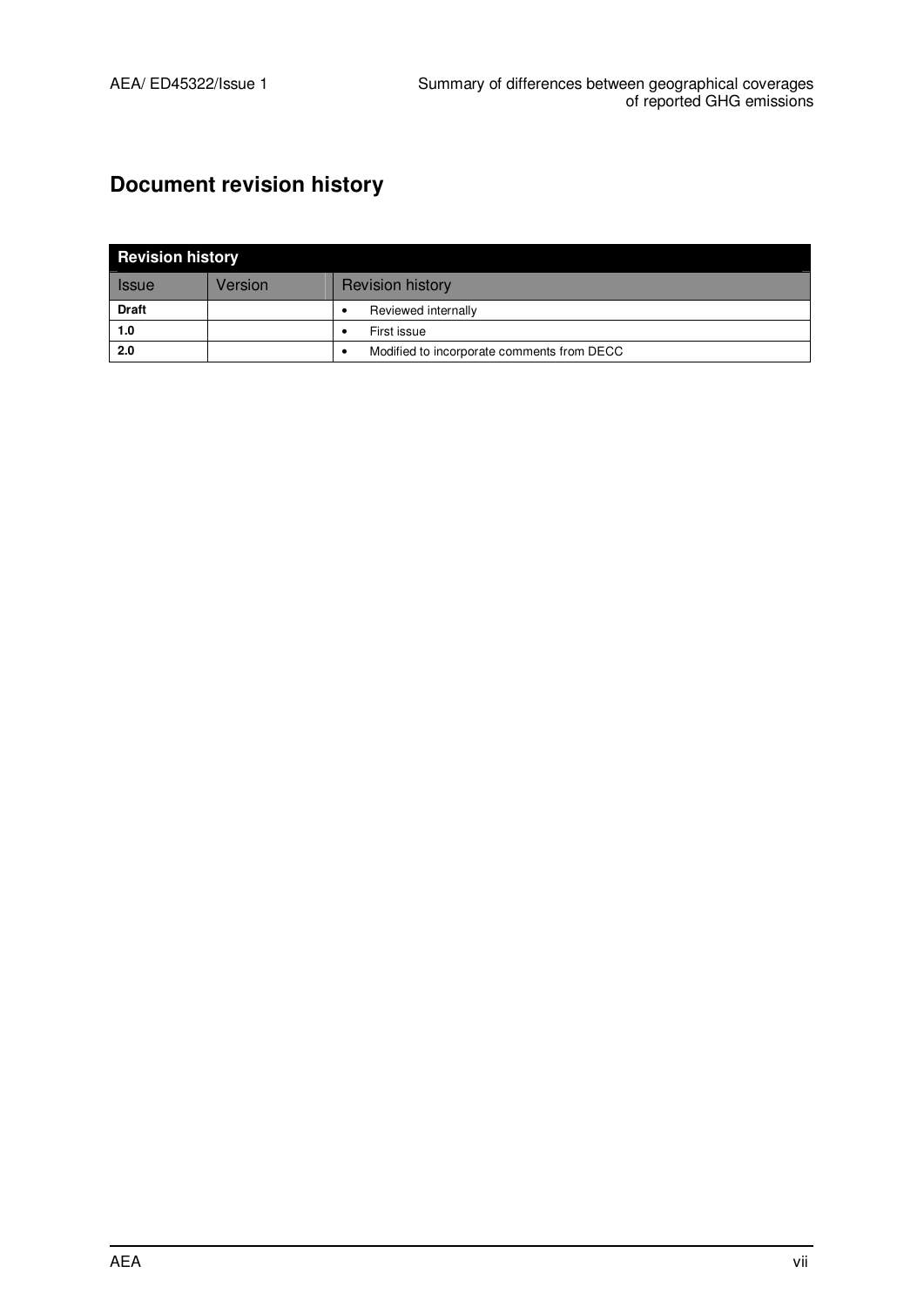## Document revision history

| Revision history | | |
|---|---|---|
| Issue | Version | Revision history |
| **Draft** | | • Reviewed internally |
| **1.0** | | • First issue |
| **2.0** | | • Modified to incorporate comments from DECC |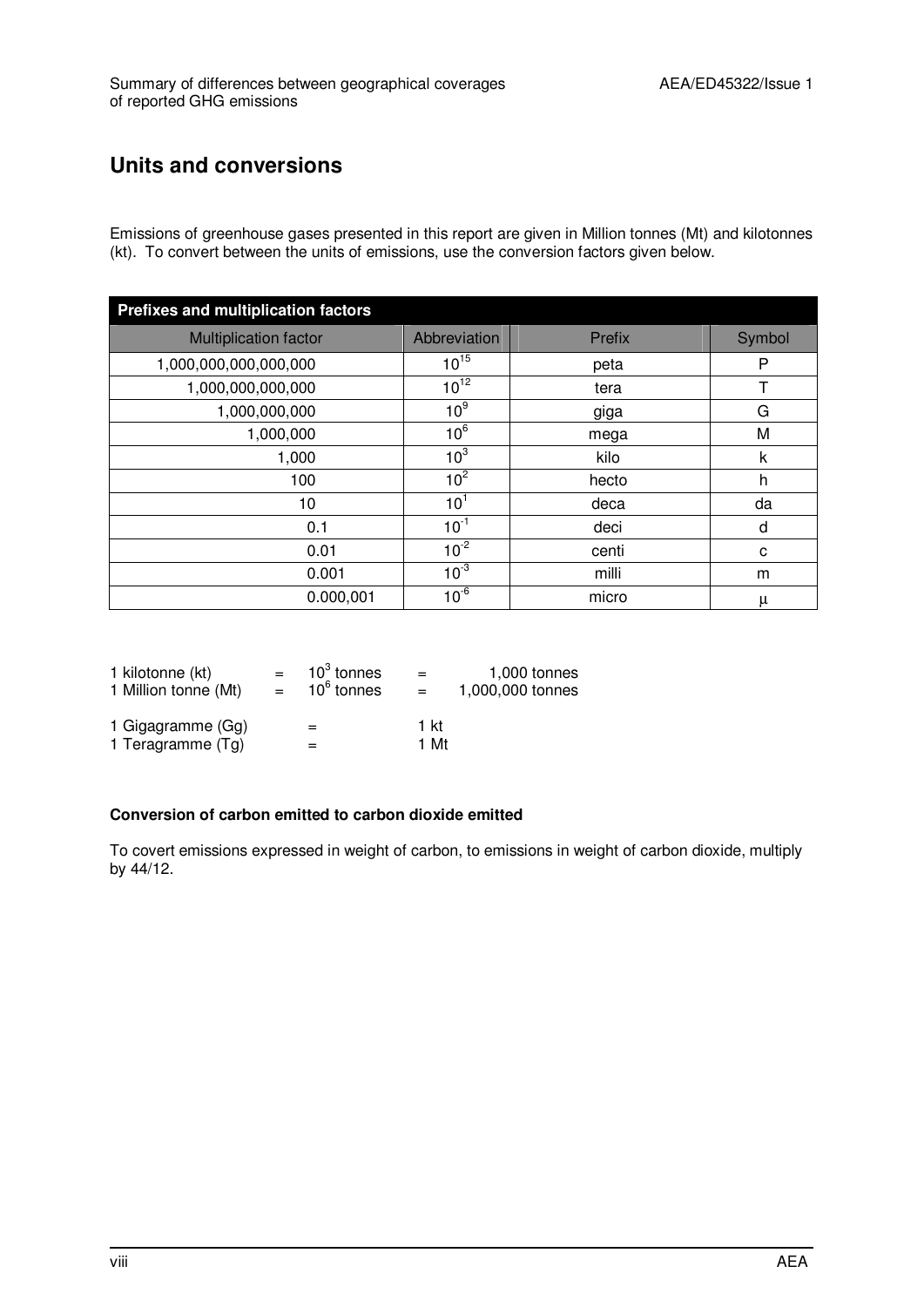## Units and conversions

Emissions of greenhouse gases presented in this report are given in Million tonnes (Mt) and kilotonnes (kt). To convert between the units of emissions, use the conversion factors given below.

| **Prefixes and multiplication factors** | | | |
|---|---|---|---|
| Multiplication factor | Abbreviation | Prefix | Symbol |
| 1,000,000,000,000,000 | $10^{15}$ | peta | P |
| 1,000,000,000,000 | $10^{12}$ | tera | T |
| 1,000,000,000 | $10^{9}$ | giga | G |
| 1,000,000 | $10^{6}$ | mega | M |
| 1,000 | $10^{3}$ | kilo | k |
| 100 | $10^{2}$ | hecto | h |
| 10 | $10^{1}$ | deca | da |
| 0.1 | $10^{-1}$ | deci | d |
| 0.01 | $10^{-2}$ | centi | c |
| 0.001 | $10^{-3}$ | milli | m |
| 0.000,001 | $10^{-6}$ | micro | µ |

1 kilotonne (kt) = $10^3$ tonnes = 1,000 tonnes
1 Million tonne (Mt) = $10^6$ tonnes = 1,000,000 tonnes

1 Gigagramme (Gg) = 1 kt
1 Teragramme (Tg) = 1 Mt

**Conversion of carbon emitted to carbon dioxide emitted**

To covert emissions expressed in weight of carbon, to emissions in weight of carbon dioxide, multiply by 44/12.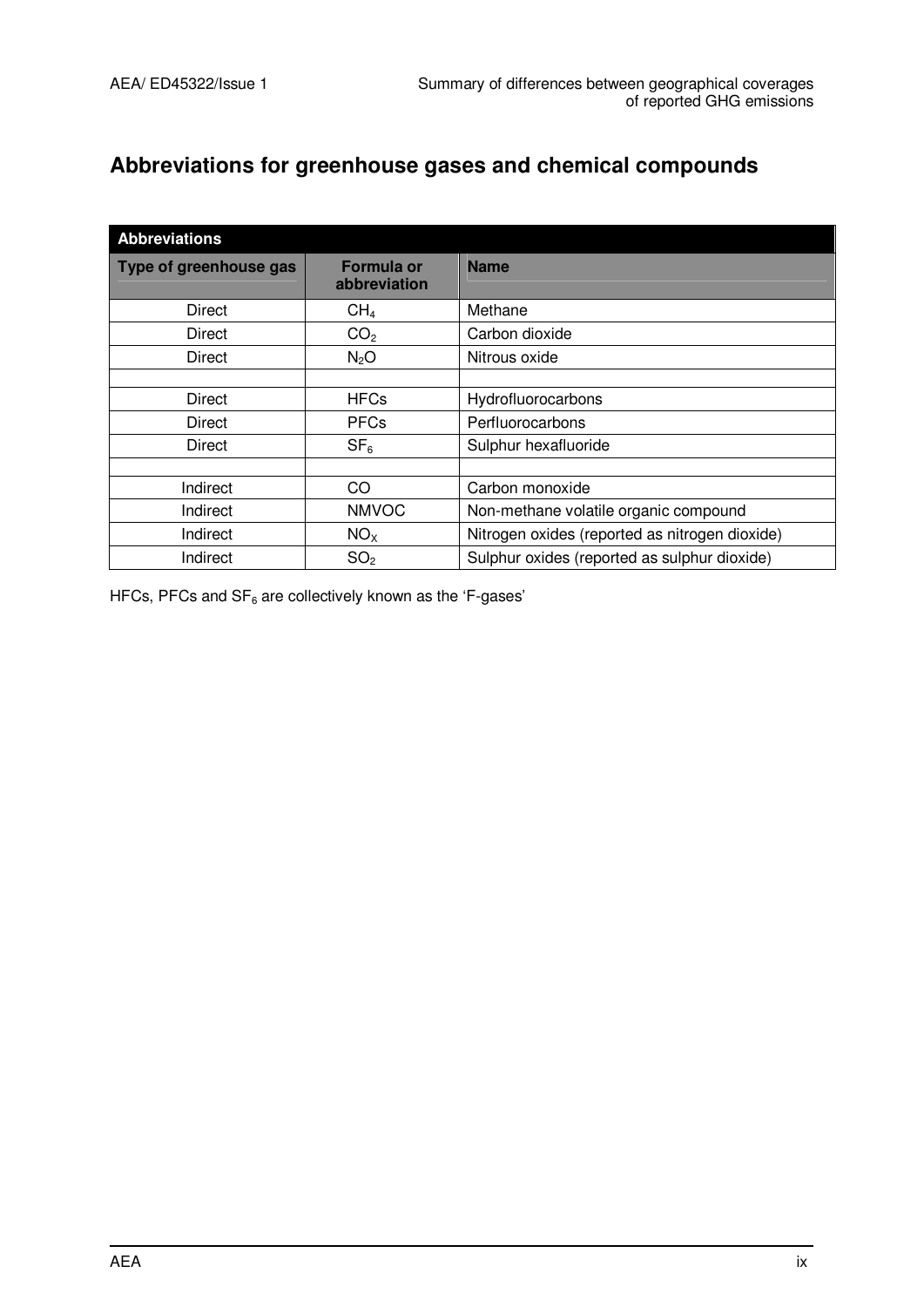## Abbreviations for greenhouse gases and chemical compounds

| Abbreviations | | |
|---|---|---|
| **Type of greenhouse gas** | **Formula or abbreviation** | **Name** |
| Direct | $CH_4$ | Methane |
| Direct | $CO_2$ | Carbon dioxide |
| Direct | $N_2O$ | Nitrous oxide |
| | | |
| Direct | HFCs | Hydrofluorocarbons |
| Direct | PFCs | Perfluorocarbons |
| Direct | $SF_6$ | Sulphur hexafluoride |
| | | |
| Indirect | CO | Carbon monoxide |
| Indirect | NMVOC | Non-methane volatile organic compound |
| Indirect | $NO_X$ | Nitrogen oxides (reported as nitrogen dioxide) |
| Indirect | $SO_2$ | Sulphur oxides (reported as sulphur dioxide) |

HFCs, PFCs and $SF_6$ are collectively known as the 'F-gases'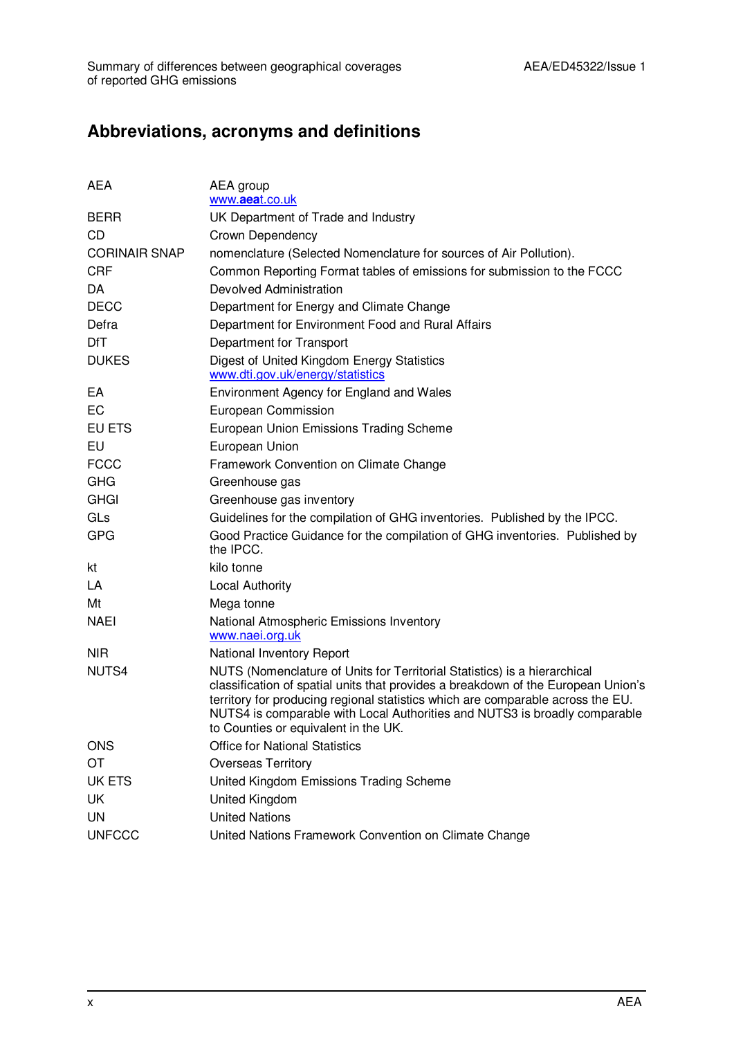## Abbreviations, acronyms and definitions

| | |
|---|---|
| AEA | AEA group<br>www.aeat.co.uk |
| BERR | UK Department of Trade and Industry |
| CD | Crown Dependency |
| CORINAIR SNAP | nomenclature (Selected Nomenclature for sources of Air Pollution). |
| CRF | Common Reporting Format tables of emissions for submission to the FCCC |
| DA | Devolved Administration |
| DECC | Department for Energy and Climate Change |
| Defra | Department for Environment Food and Rural Affairs |
| DfT | Department for Transport |
| DUKES | Digest of United Kingdom Energy Statistics<br>www.dti.gov.uk/energy/statistics |
| EA | Environment Agency for England and Wales |
| EC | European Commission |
| EU ETS | European Union Emissions Trading Scheme |
| EU | European Union |
| FCCC | Framework Convention on Climate Change |
| GHG | Greenhouse gas |
| GHGI | Greenhouse gas inventory |
| GLs | Guidelines for the compilation of GHG inventories. Published by the IPCC. |
| GPG | Good Practice Guidance for the compilation of GHG inventories. Published by the IPCC. |
| kt | kilo tonne |
| LA | Local Authority |
| Mt | Mega tonne |
| NAEI | National Atmospheric Emissions Inventory<br>www.naei.org.uk |
| NIR | National Inventory Report |
| NUTS4 | NUTS (Nomenclature of Units for Territorial Statistics) is a hierarchical classification of spatial units that provides a breakdown of the European Union's territory for producing regional statistics which are comparable across the EU. NUTS4 is comparable with Local Authorities and NUTS3 is broadly comparable to Counties or equivalent in the UK. |
| ONS | Office for National Statistics |
| OT | Overseas Territory |
| UK ETS | United Kingdom Emissions Trading Scheme |
| UK | United Kingdom |
| UN | United Nations |
| UNFCCC | United Nations Framework Convention on Climate Change |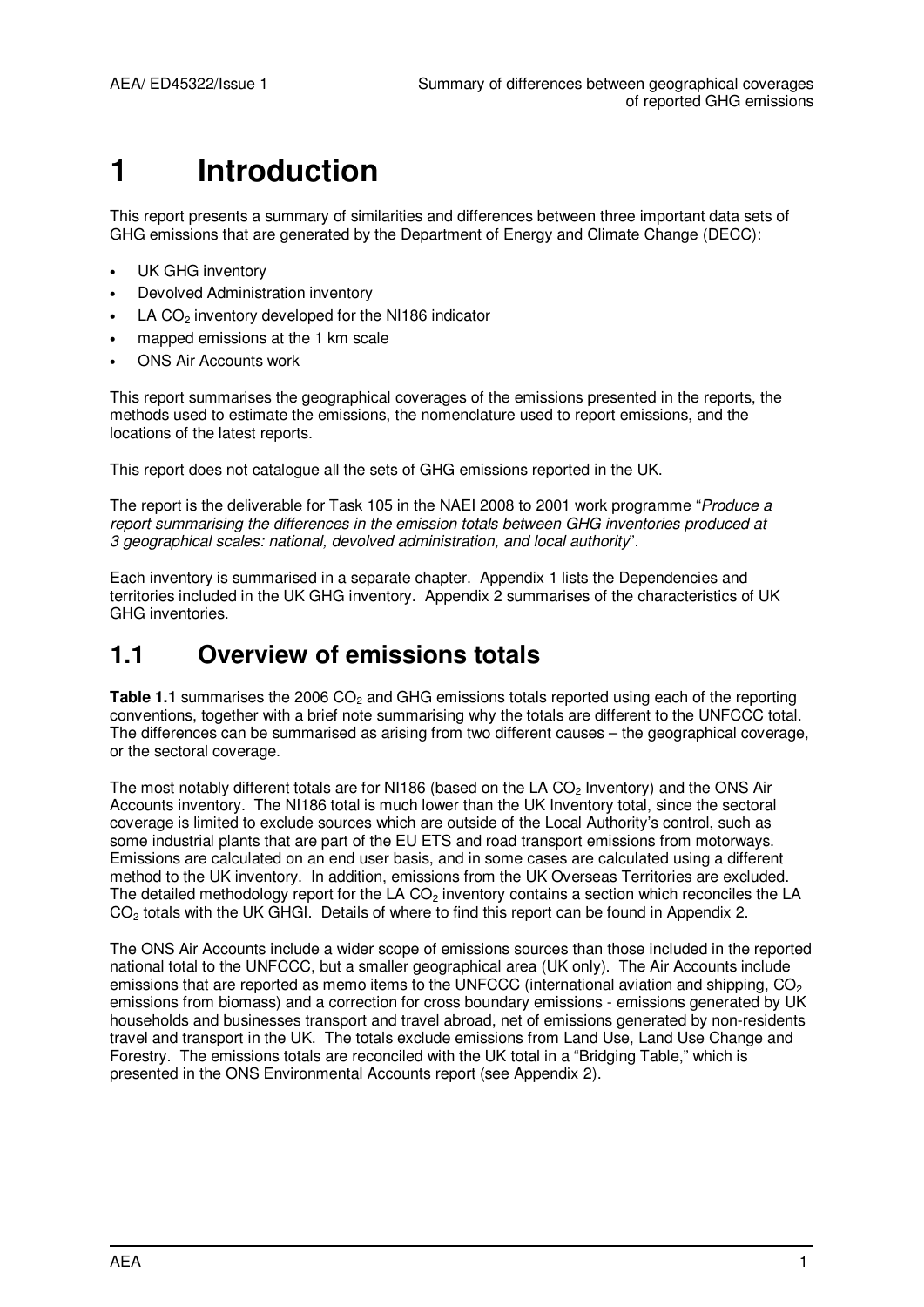# 1 Introduction

This report presents a summary of similarities and differences between three important data sets of GHG emissions that are generated by the Department of Energy and Climate Change (DECC):

- UK GHG inventory
- Devolved Administration inventory
- LA $CO_2$ inventory developed for the NI186 indicator
- mapped emissions at the 1 km scale
- ONS Air Accounts work

This report summarises the geographical coverages of the emissions presented in the reports, the methods used to estimate the emissions, the nomenclature used to report emissions, and the locations of the latest reports.

This report does not catalogue all the sets of GHG emissions reported in the UK.

The report is the deliverable for Task 105 in the NAEI 2008 to 2001 work programme "*Produce a report summarising the differences in the emission totals between GHG inventories produced at 3 geographical scales: national, devolved administration, and local authority*".

Each inventory is summarised in a separate chapter. Appendix 1 lists the Dependencies and territories included in the UK GHG inventory. Appendix 2 summarises of the characteristics of UK GHG inventories.

## 1.1 Overview of emissions totals

**Table 1.1** summarises the 2006 $CO_2$ and GHG emissions totals reported using each of the reporting conventions, together with a brief note summarising why the totals are different to the UNFCCC total. The differences can be summarised as arising from two different causes – the geographical coverage, or the sectoral coverage.

The most notably different totals are for NI186 (based on the LA $CO_2$ Inventory) and the ONS Air Accounts inventory. The NI186 total is much lower than the UK Inventory total, since the sectoral coverage is limited to exclude sources which are outside of the Local Authority's control, such as some industrial plants that are part of the EU ETS and road transport emissions from motorways. Emissions are calculated on an end user basis, and in some cases are calculated using a different method to the UK inventory. In addition, emissions from the UK Overseas Territories are excluded. The detailed methodology report for the LA $CO_2$ inventory contains a section which reconciles the LA $CO_2$ totals with the UK GHGI. Details of where to find this report can be found in Appendix 2.

The ONS Air Accounts include a wider scope of emissions sources than those included in the reported national total to the UNFCCC, but a smaller geographical area (UK only). The Air Accounts include emissions that are reported as memo items to the UNFCCC (international aviation and shipping, $CO_2$ emissions from biomass) and a correction for cross boundary emissions - emissions generated by UK households and businesses transport and travel abroad, net of emissions generated by non-residents travel and transport in the UK. The totals exclude emissions from Land Use, Land Use Change and Forestry. The emissions totals are reconciled with the UK total in a "Bridging Table," which is presented in the ONS Environmental Accounts report (see Appendix 2).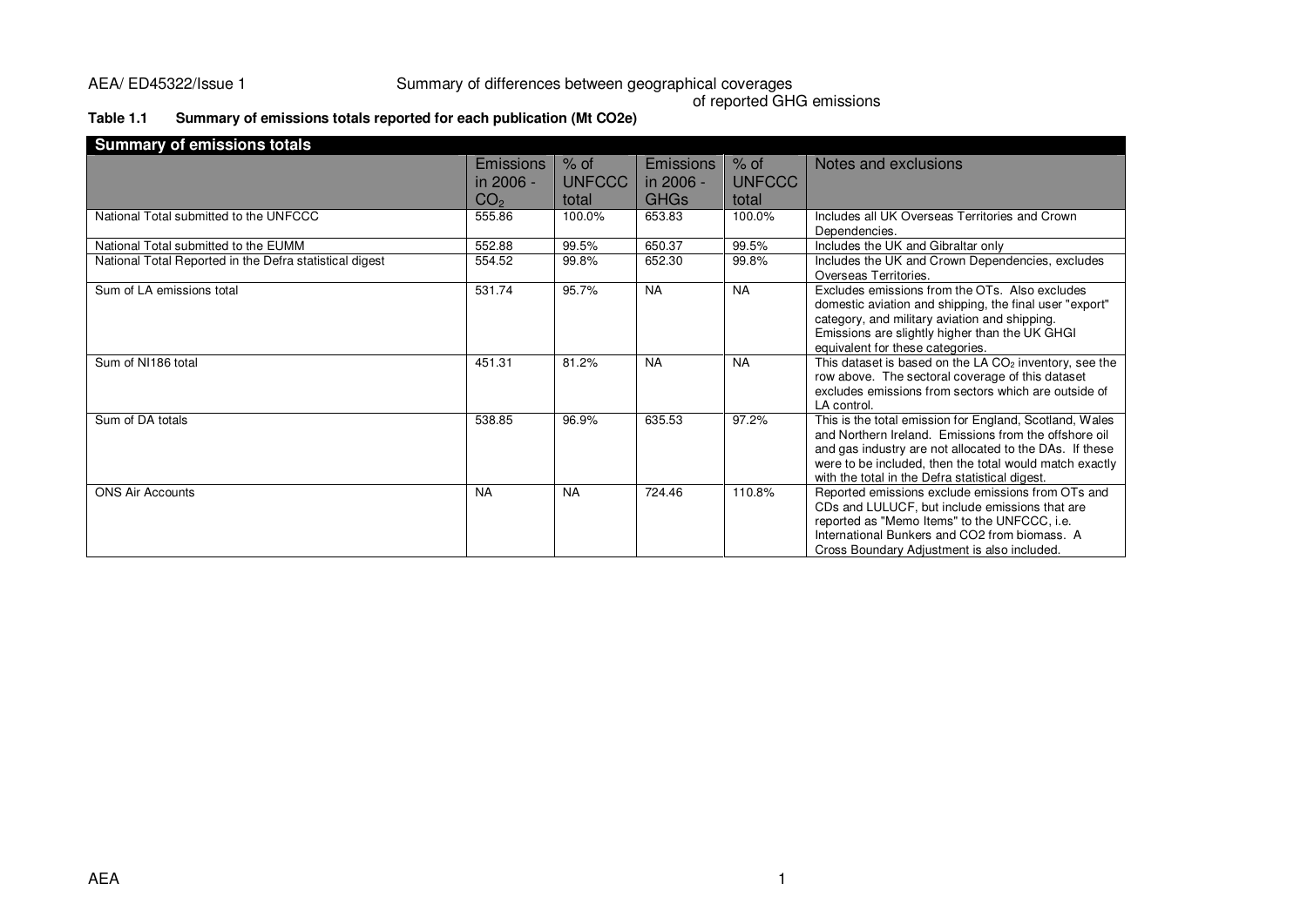**Table 1.1 Summary of emissions totals reported for each publication (Mt CO2e)**

| Summary of emissions totals | | | | | |
|---|---|---|---|---|---|
| | Emissions in 2006 - $CO_2$ | % of UNFCCC total | Emissions in 2006 - GHGs | % of UNFCCC total | Notes and exclusions |
| National Total submitted to the UNFCCC | 555.86 | 100.0% | 653.83 | 100.0% | Includes all UK Overseas Territories and Crown Dependencies. |
| National Total submitted to the EUMM | 552.88 | 99.5% | 650.37 | 99.5% | Includes the UK and Gibraltar only |
| National Total Reported in the Defra statistical digest | 554.52 | 99.8% | 652.30 | 99.8% | Includes the UK and Crown Dependencies, excludes Overseas Territories. |
| Sum of LA emissions total | 531.74 | 95.7% | NA | NA | Excludes emissions from the OTs. Also excludes domestic aviation and shipping, the final user "export" category, and military aviation and shipping. Emissions are slightly higher than the UK GHGI equivalent for these categories. |
| Sum of NI186 total | 451.31 | 81.2% | NA | NA | This dataset is based on the LA $CO_2$ inventory, see the row above. The sectoral coverage of this dataset excludes emissions from sectors which are outside of LA control. |
| Sum of DA totals | 538.85 | 96.9% | 635.53 | 97.2% | This is the total emission for England, Scotland, Wales and Northern Ireland. Emissions from the offshore oil and gas industry are not allocated to the DAs. If these were to be included, then the total would match exactly with the total in the Defra statistical digest. |
| ONS Air Accounts | NA | NA | 724.46 | 110.8% | Reported emissions exclude emissions from OTs and CDs and LULUCF, but include emissions that are reported as "Memo Items" to the UNFCCC, i.e. International Bunkers and CO2 from biomass. A Cross Boundary Adjustment is also included. |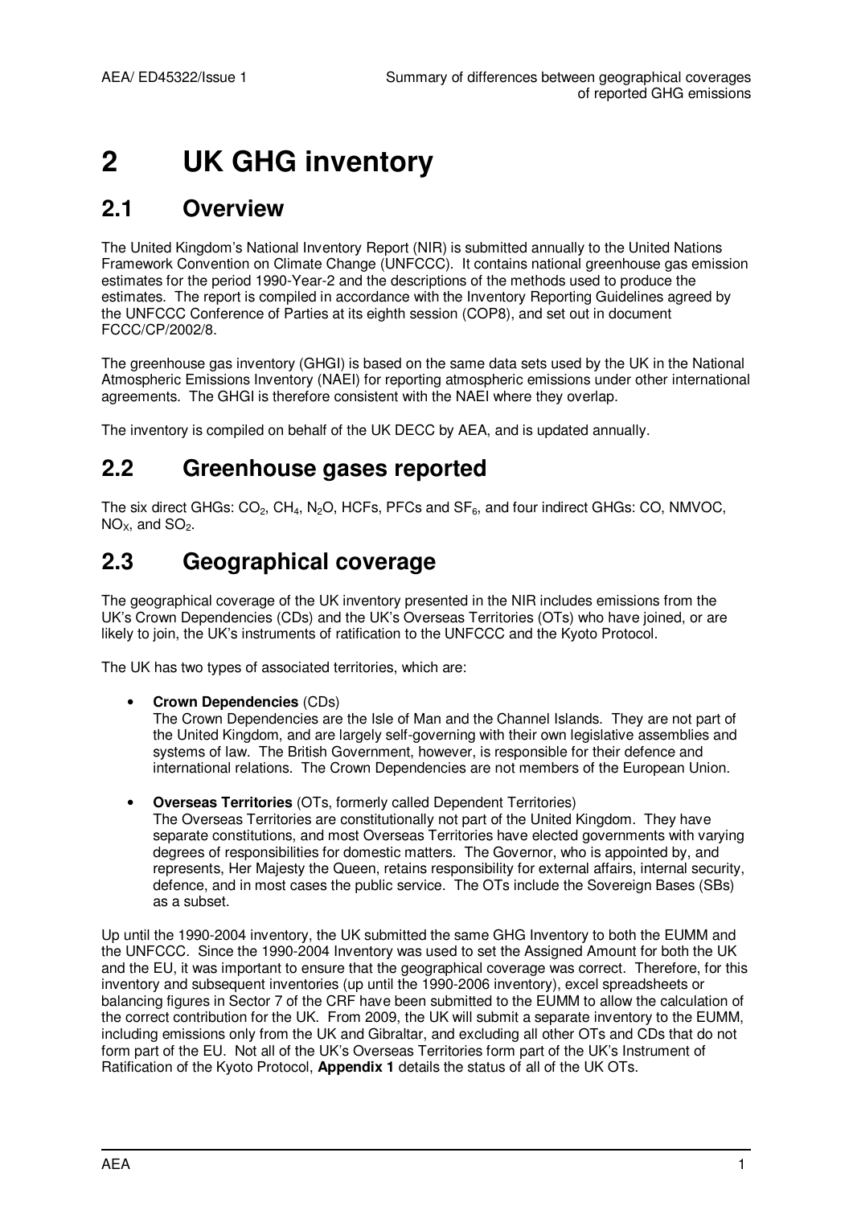# 2 UK GHG inventory

## 2.1 Overview

The United Kingdom's National Inventory Report (NIR) is submitted annually to the United Nations Framework Convention on Climate Change (UNFCCC). It contains national greenhouse gas emission estimates for the period 1990-Year-2 and the descriptions of the methods used to produce the estimates. The report is compiled in accordance with the Inventory Reporting Guidelines agreed by the UNFCCC Conference of Parties at its eighth session (COP8), and set out in document FCCC/CP/2002/8.

The greenhouse gas inventory (GHGI) is based on the same data sets used by the UK in the National Atmospheric Emissions Inventory (NAEI) for reporting atmospheric emissions under other international agreements. The GHGI is therefore consistent with the NAEI where they overlap.

The inventory is compiled on behalf of the UK DECC by AEA, and is updated annually.

## 2.2 Greenhouse gases reported

The six direct GHGs: $CO_2$, $CH_4$, $N_2O$, HCFs, PFCs and $SF_6$, and four indirect GHGs: CO, NMVOC, $NO_X$, and $SO_2$.

## 2.3 Geographical coverage

The geographical coverage of the UK inventory presented in the NIR includes emissions from the UK's Crown Dependencies (CDs) and the UK's Overseas Territories (OTs) who have joined, or are likely to join, the UK's instruments of ratification to the UNFCCC and the Kyoto Protocol.

The UK has two types of associated territories, which are:

- **Crown Dependencies** (CDs)
  The Crown Dependencies are the Isle of Man and the Channel Islands. They are not part of the United Kingdom, and are largely self-governing with their own legislative assemblies and systems of law. The British Government, however, is responsible for their defence and international relations. The Crown Dependencies are not members of the European Union.

- **Overseas Territories** (OTs, formerly called Dependent Territories)
  The Overseas Territories are constitutionally not part of the United Kingdom. They have separate constitutions, and most Overseas Territories have elected governments with varying degrees of responsibilities for domestic matters. The Governor, who is appointed by, and represents, Her Majesty the Queen, retains responsibility for external affairs, internal security, defence, and in most cases the public service. The OTs include the Sovereign Bases (SBs) as a subset.

Up until the 1990-2004 inventory, the UK submitted the same GHG Inventory to both the EUMM and the UNFCCC. Since the 1990-2004 Inventory was used to set the Assigned Amount for both the UK and the EU, it was important to ensure that the geographical coverage was correct. Therefore, for this inventory and subsequent inventories (up until the 1990-2006 inventory), excel spreadsheets or balancing figures in Sector 7 of the CRF have been submitted to the EUMM to allow the calculation of the correct contribution for the UK. From 2009, the UK will submit a separate inventory to the EUMM, including emissions only from the UK and Gibraltar, and excluding all other OTs and CDs that do not form part of the EU. Not all of the UK's Overseas Territories form part of the UK's Instrument of Ratification of the Kyoto Protocol, **Appendix 1** details the status of all of the UK OTs.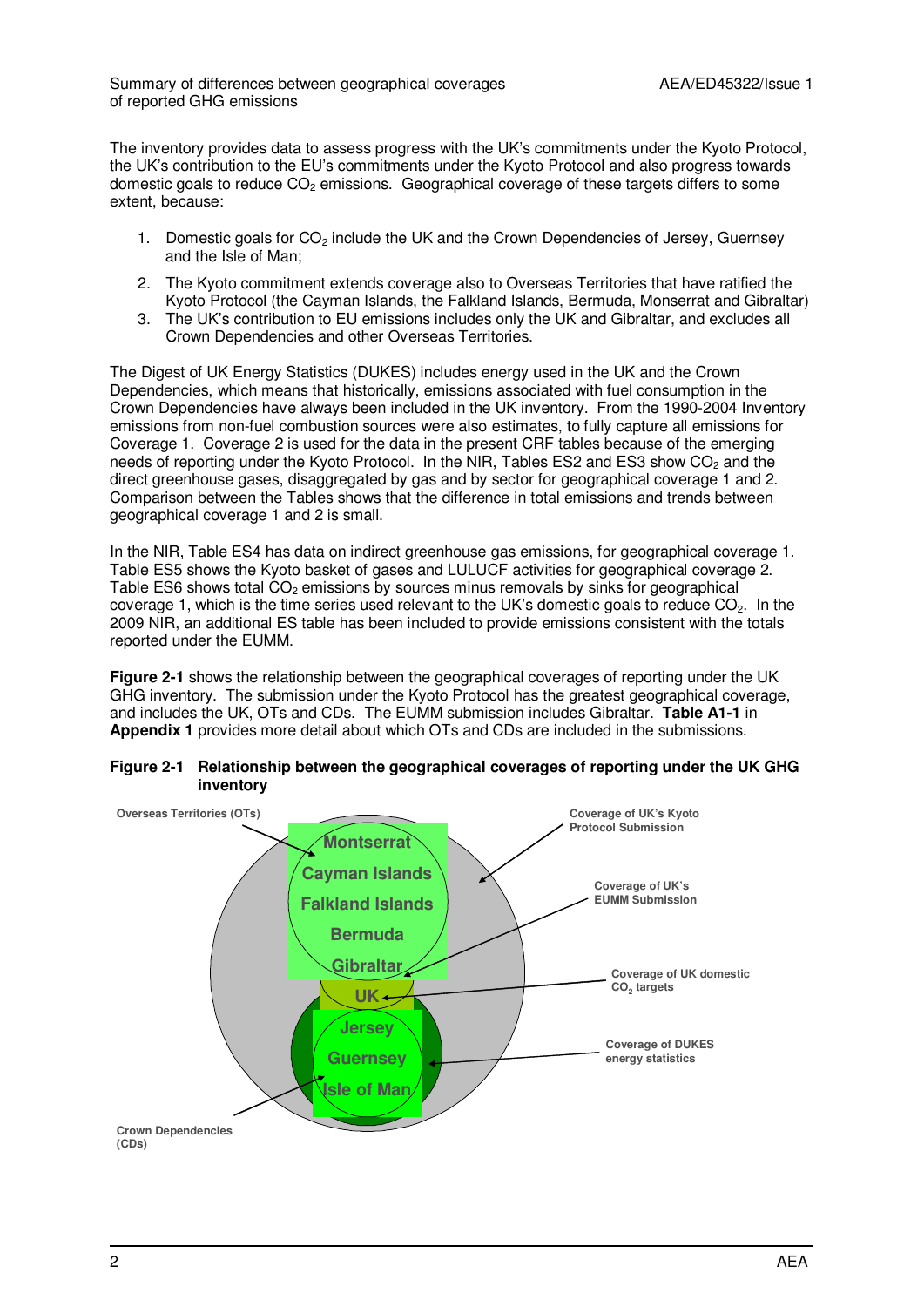The inventory provides data to assess progress with the UK's commitments under the Kyoto Protocol, the UK's contribution to the EU's commitments under the Kyoto Protocol and also progress towards domestic goals to reduce $CO_2$ emissions. Geographical coverage of these targets differs to some extent, because:

1. Domestic goals for $CO_2$ include the UK and the Crown Dependencies of Jersey, Guernsey and the Isle of Man;
2. The Kyoto commitment extends coverage also to Overseas Territories that have ratified the Kyoto Protocol (the Cayman Islands, the Falkland Islands, Bermuda, Monserrat and Gibraltar)
3. The UK's contribution to EU emissions includes only the UK and Gibraltar, and excludes all Crown Dependencies and other Overseas Territories.

The Digest of UK Energy Statistics (DUKES) includes energy used in the UK and the Crown Dependencies, which means that historically, emissions associated with fuel consumption in the Crown Dependencies have always been included in the UK inventory. From the 1990-2004 Inventory emissions from non-fuel combustion sources were also estimates, to fully capture all emissions for Coverage 1. Coverage 2 is used for the data in the present CRF tables because of the emerging needs of reporting under the Kyoto Protocol. In the NIR, Tables ES2 and ES3 show $CO_2$ and the direct greenhouse gases, disaggregated by gas and by sector for geographical coverage 1 and 2. Comparison between the Tables shows that the difference in total emissions and trends between geographical coverage 1 and 2 is small.

In the NIR, Table ES4 has data on indirect greenhouse gas emissions, for geographical coverage 1. Table ES5 shows the Kyoto basket of gases and LULUCF activities for geographical coverage 2. Table ES6 shows total $CO_2$ emissions by sources minus removals by sinks for geographical coverage 1, which is the time series used relevant to the UK's domestic goals to reduce $CO_2$. In the 2009 NIR, an additional ES table has been included to provide emissions consistent with the totals reported under the EUMM.

**Figure 2-1** shows the relationship between the geographical coverages of reporting under the UK GHG inventory. The submission under the Kyoto Protocol has the greatest geographical coverage, and includes the UK, OTs and CDs. The EUMM submission includes Gibraltar. **Table A1-1** in **Appendix 1** provides more detail about which OTs and CDs are included in the submissions.

**Figure 2-1 Relationship between the geographical coverages of reporting under the UK GHG inventory**

Overseas Territories (OTs): Montserrat, Cayman Islands, Falkland Islands, Bermuda, Gibraltar

UK

Crown Dependencies (CDs): Jersey, Guernsey, Isle of Man

Coverage of UK's Kyoto Protocol Submission

Coverage of UK's EUMM Submission

Coverage of UK domestic $CO_2$ targets

Coverage of DUKES energy statistics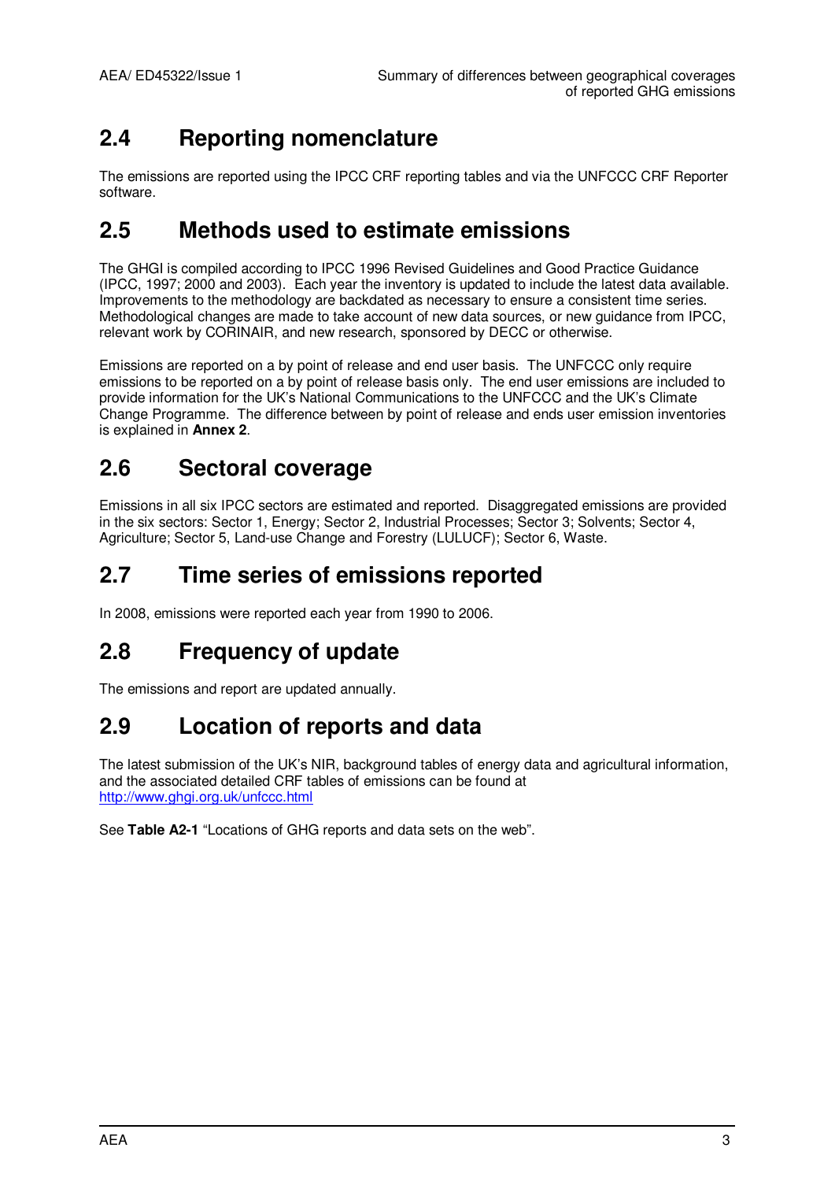## 2.4 Reporting nomenclature

The emissions are reported using the IPCC CRF reporting tables and via the UNFCCC CRF Reporter software.

## 2.5 Methods used to estimate emissions

The GHGI is compiled according to IPCC 1996 Revised Guidelines and Good Practice Guidance (IPCC, 1997; 2000 and 2003). Each year the inventory is updated to include the latest data available. Improvements to the methodology are backdated as necessary to ensure a consistent time series. Methodological changes are made to take account of new data sources, or new guidance from IPCC, relevant work by CORINAIR, and new research, sponsored by DECC or otherwise.

Emissions are reported on a by point of release and end user basis. The UNFCCC only require emissions to be reported on a by point of release basis only. The end user emissions are included to provide information for the UK's National Communications to the UNFCCC and the UK's Climate Change Programme. The difference between by point of release and ends user emission inventories is explained in **Annex 2**.

## 2.6 Sectoral coverage

Emissions in all six IPCC sectors are estimated and reported. Disaggregated emissions are provided in the six sectors: Sector 1, Energy; Sector 2, Industrial Processes; Sector 3; Solvents; Sector 4, Agriculture; Sector 5, Land-use Change and Forestry (LULUCF); Sector 6, Waste.

## 2.7 Time series of emissions reported

In 2008, emissions were reported each year from 1990 to 2006.

## 2.8 Frequency of update

The emissions and report are updated annually.

## 2.9 Location of reports and data

The latest submission of the UK's NIR, background tables of energy data and agricultural information, and the associated detailed CRF tables of emissions can be found at http://www.ghgi.org.uk/unfccc.html

See **Table A2-1** "Locations of GHG reports and data sets on the web".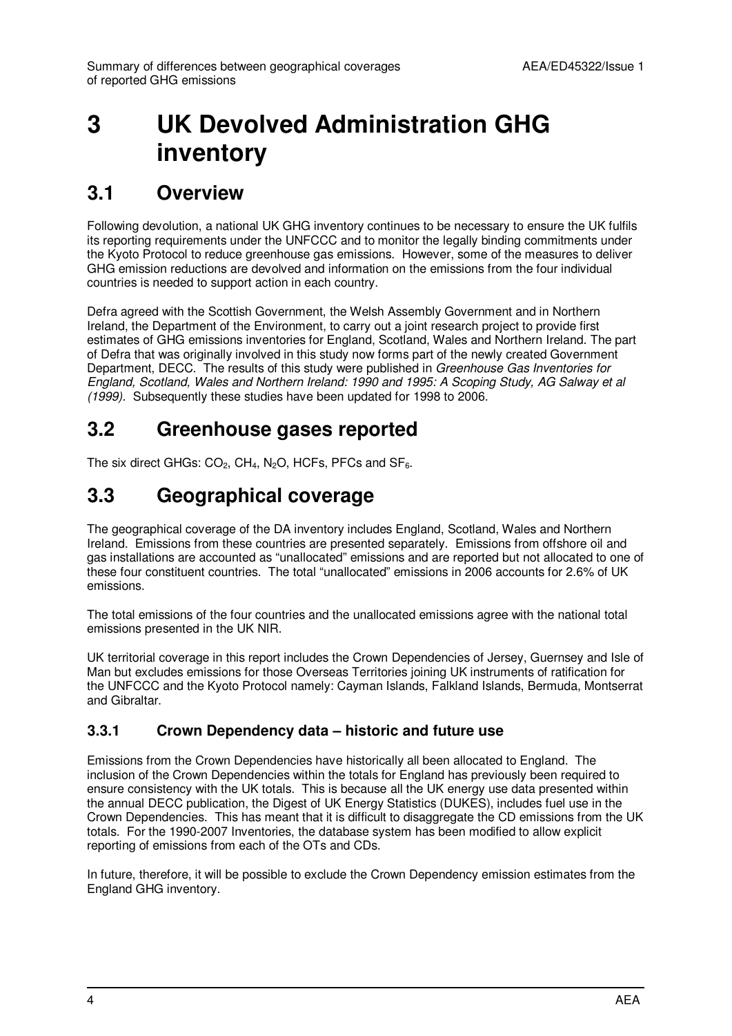# 3 UK Devolved Administration GHG inventory

## 3.1 Overview

Following devolution, a national UK GHG inventory continues to be necessary to ensure the UK fulfils its reporting requirements under the UNFCCC and to monitor the legally binding commitments under the Kyoto Protocol to reduce greenhouse gas emissions. However, some of the measures to deliver GHG emission reductions are devolved and information on the emissions from the four individual countries is needed to support action in each country.

Defra agreed with the Scottish Government, the Welsh Assembly Government and in Northern Ireland, the Department of the Environment, to carry out a joint research project to provide first estimates of GHG emissions inventories for England, Scotland, Wales and Northern Ireland. The part of Defra that was originally involved in this study now forms part of the newly created Government Department, DECC. The results of this study were published in *Greenhouse Gas Inventories for England, Scotland, Wales and Northern Ireland: 1990 and 1995: A Scoping Study, AG Salway et al (1999).* Subsequently these studies have been updated for 1998 to 2006.

## 3.2 Greenhouse gases reported

The six direct GHGs: $CO_2$, $CH_4$, $N_2O$, HCFs, PFCs and $SF_6$.

## 3.3 Geographical coverage

The geographical coverage of the DA inventory includes England, Scotland, Wales and Northern Ireland. Emissions from these countries are presented separately. Emissions from offshore oil and gas installations are accounted as "unallocated" emissions and are reported but not allocated to one of these four constituent countries. The total "unallocated" emissions in 2006 accounts for 2.6% of UK emissions.

The total emissions of the four countries and the unallocated emissions agree with the national total emissions presented in the UK NIR.

UK territorial coverage in this report includes the Crown Dependencies of Jersey, Guernsey and Isle of Man but excludes emissions for those Overseas Territories joining UK instruments of ratification for the UNFCCC and the Kyoto Protocol namely: Cayman Islands, Falkland Islands, Bermuda, Montserrat and Gibraltar.

### 3.3.1 Crown Dependency data – historic and future use

Emissions from the Crown Dependencies have historically all been allocated to England. The inclusion of the Crown Dependencies within the totals for England has previously been required to ensure consistency with the UK totals. This is because all the UK energy use data presented within the annual DECC publication, the Digest of UK Energy Statistics (DUKES), includes fuel use in the Crown Dependencies. This has meant that it is difficult to disaggregate the CD emissions from the UK totals. For the 1990-2007 Inventories, the database system has been modified to allow explicit reporting of emissions from each of the OTs and CDs.

In future, therefore, it will be possible to exclude the Crown Dependency emission estimates from the England GHG inventory.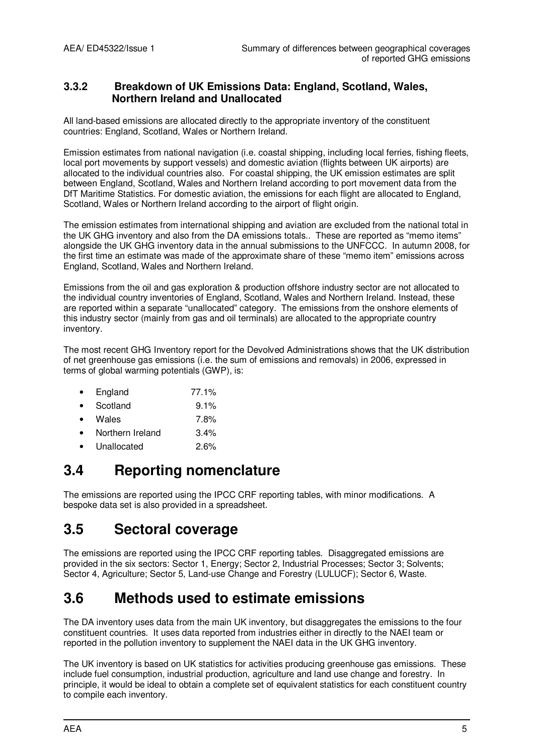### 3.3.2 Breakdown of UK Emissions Data: England, Scotland, Wales, Northern Ireland and Unallocated

All land-based emissions are allocated directly to the appropriate inventory of the constituent countries: England, Scotland, Wales or Northern Ireland.

Emission estimates from national navigation (i.e. coastal shipping, including local ferries, fishing fleets, local port movements by support vessels) and domestic aviation (flights between UK airports) are allocated to the individual countries also. For coastal shipping, the UK emission estimates are split between England, Scotland, Wales and Northern Ireland according to port movement data from the DfT Maritime Statistics. For domestic aviation, the emissions for each flight are allocated to England, Scotland, Wales or Northern Ireland according to the airport of flight origin.

The emission estimates from international shipping and aviation are excluded from the national total in the UK GHG inventory and also from the DA emissions totals.. These are reported as "memo items" alongside the UK GHG inventory data in the annual submissions to the UNFCCC. In autumn 2008, for the first time an estimate was made of the approximate share of these "memo item" emissions across England, Scotland, Wales and Northern Ireland.

Emissions from the oil and gas exploration & production offshore industry sector are not allocated to the individual country inventories of England, Scotland, Wales and Northern Ireland. Instead, these are reported within a separate "unallocated" category. The emissions from the onshore elements of this industry sector (mainly from gas and oil terminals) are allocated to the appropriate country inventory.

The most recent GHG Inventory report for the Devolved Administrations shows that the UK distribution of net greenhouse gas emissions (i.e. the sum of emissions and removals) in 2006, expressed in terms of global warming potentials (GWP), is:

- England 77.1%
- Scotland 9.1%
- Wales 7.8%
- Northern Ireland 3.4%
- Unallocated 2.6%

# 3.4 Reporting nomenclature

The emissions are reported using the IPCC CRF reporting tables, with minor modifications. A bespoke data set is also provided in a spreadsheet.

# 3.5 Sectoral coverage

The emissions are reported using the IPCC CRF reporting tables. Disaggregated emissions are provided in the six sectors: Sector 1, Energy; Sector 2, Industrial Processes; Sector 3; Solvents; Sector 4, Agriculture; Sector 5, Land-use Change and Forestry (LULUCF); Sector 6, Waste.

# 3.6 Methods used to estimate emissions

The DA inventory uses data from the main UK inventory, but disaggregates the emissions to the four constituent countries. It uses data reported from industries either in directly to the NAEI team or reported in the pollution inventory to supplement the NAEI data in the UK GHG inventory.

The UK inventory is based on UK statistics for activities producing greenhouse gas emissions. These include fuel consumption, industrial production, agriculture and land use change and forestry. In principle, it would be ideal to obtain a complete set of equivalent statistics for each constituent country to compile each inventory.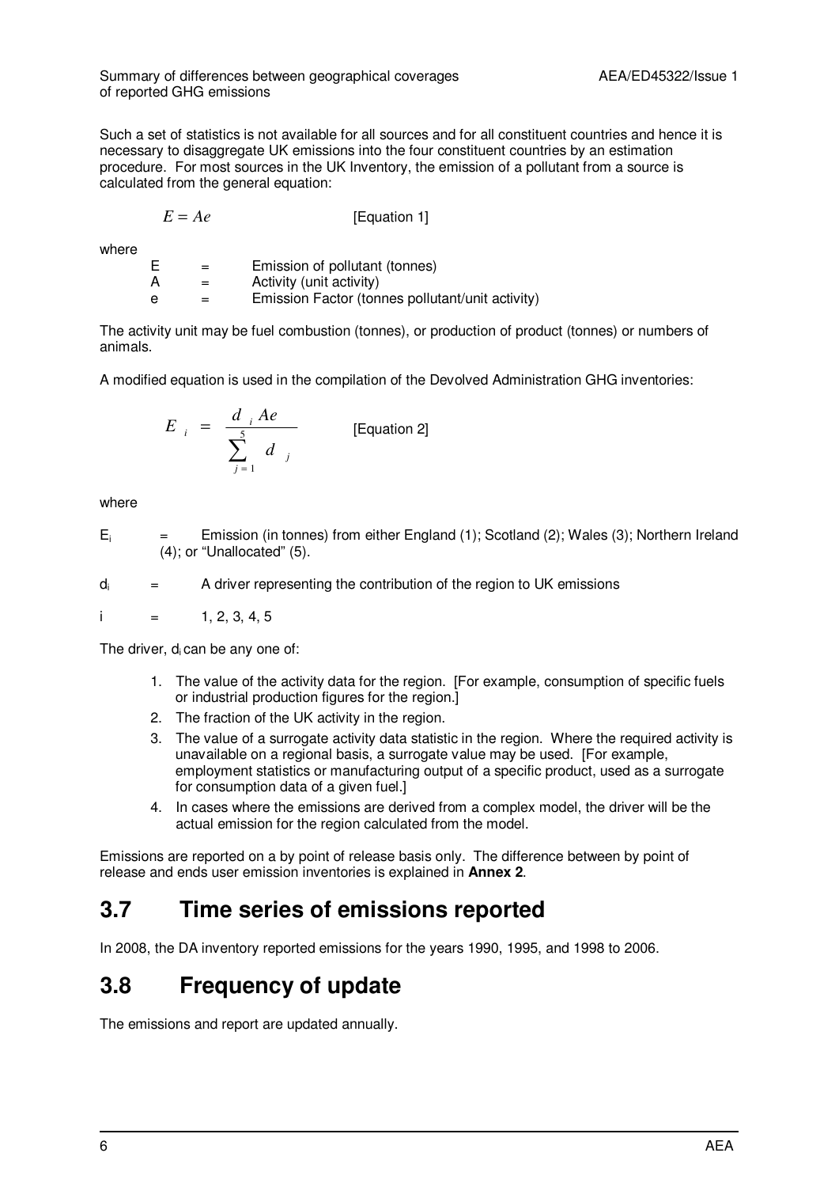Such a set of statistics is not available for all sources and for all constituent countries and hence it is necessary to disaggregate UK emissions into the four constituent countries by an estimation procedure. For most sources in the UK Inventory, the emission of a pollutant from a source is calculated from the general equation:

$$E = Ae \qquad \text{[Equation 1]}$$

where

E = Emission of pollutant (tonnes)
A = Activity (unit activity)
e = Emission Factor (tonnes pollutant/unit activity)

The activity unit may be fuel combustion (tonnes), or production of product (tonnes) or numbers of animals.

A modified equation is used in the compilation of the Devolved Administration GHG inventories:

$$E_i = \frac{d_i Ae}{\sum_{j=1}^{5} d_j} \qquad \text{[Equation 2]}$$

where

$E_i$ = Emission (in tonnes) from either England (1); Scotland (2); Wales (3); Northern Ireland (4); or "Unallocated" (5).

$d_i$ = A driver representing the contribution of the region to UK emissions

i = 1, 2, 3, 4, 5

The driver, $d_i$ can be any one of:

1. The value of the activity data for the region. [For example, consumption of specific fuels or industrial production figures for the region.]
2. The fraction of the UK activity in the region.
3. The value of a surrogate activity data statistic in the region. Where the required activity is unavailable on a regional basis, a surrogate value may be used. [For example, employment statistics or manufacturing output of a specific product, used as a surrogate for consumption data of a given fuel.]
4. In cases where the emissions are derived from a complex model, the driver will be the actual emission for the region calculated from the model.

Emissions are reported on a by point of release basis only. The difference between by point of release and ends user emission inventories is explained in **Annex 2**.

## 3.7 Time series of emissions reported

In 2008, the DA inventory reported emissions for the years 1990, 1995, and 1998 to 2006.

## 3.8 Frequency of update

The emissions and report are updated annually.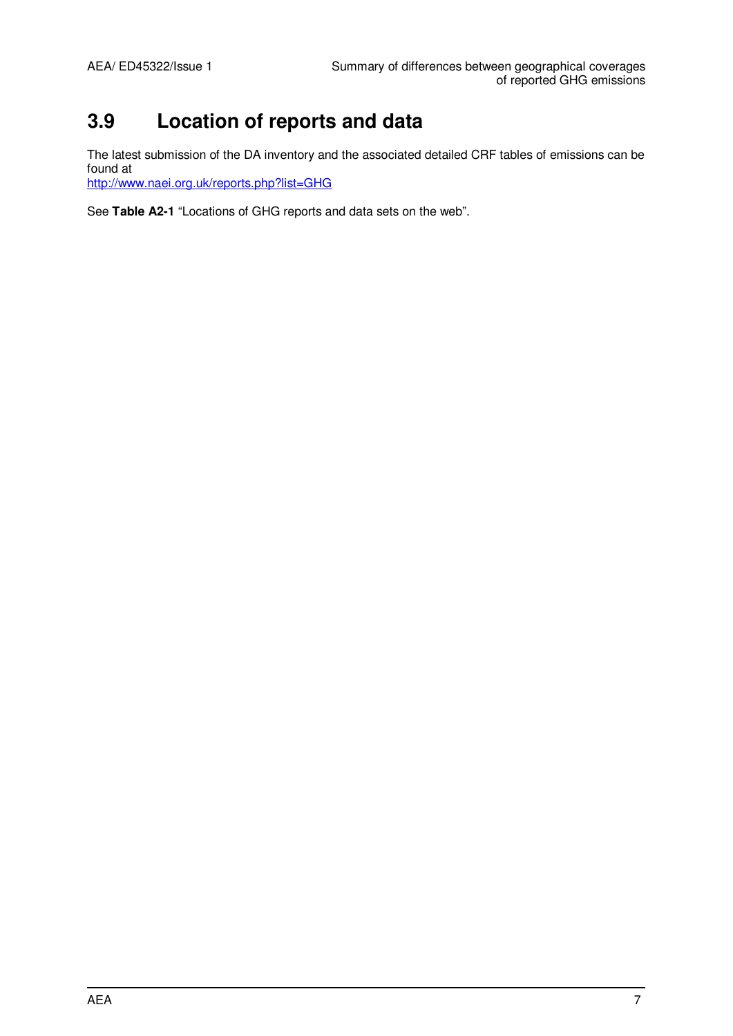## 3.9 Location of reports and data

The latest submission of the DA inventory and the associated detailed CRF tables of emissions can be found at
http://www.naei.org.uk/reports.php?list=GHG

See **Table A2-1** "Locations of GHG reports and data sets on the web".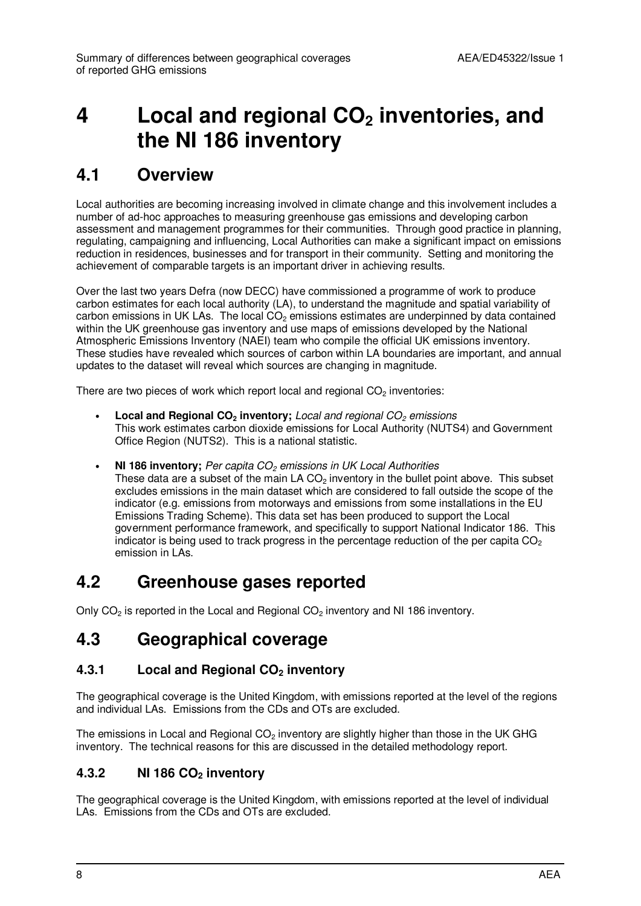# 4 Local and regional $CO_2$ inventories, and the NI 186 inventory

## 4.1 Overview

Local authorities are becoming increasing involved in climate change and this involvement includes a number of ad-hoc approaches to measuring greenhouse gas emissions and developing carbon assessment and management programmes for their communities. Through good practice in planning, regulating, campaigning and influencing, Local Authorities can make a significant impact on emissions reduction in residences, businesses and for transport in their community. Setting and monitoring the achievement of comparable targets is an important driver in achieving results.

Over the last two years Defra (now DECC) have commissioned a programme of work to produce carbon estimates for each local authority (LA), to understand the magnitude and spatial variability of carbon emissions in UK LAs. The local $CO_2$ emissions estimates are underpinned by data contained within the UK greenhouse gas inventory and use maps of emissions developed by the National Atmospheric Emissions Inventory (NAEI) team who compile the official UK emissions inventory. These studies have revealed which sources of carbon within LA boundaries are important, and annual updates to the dataset will reveal which sources are changing in magnitude.

There are two pieces of work which report local and regional $CO_2$ inventories:

- **Local and Regional $CO_2$ inventory;** *Local and regional $CO_2$ emissions*
  This work estimates carbon dioxide emissions for Local Authority (NUTS4) and Government Office Region (NUTS2). This is a national statistic.
- **NI 186 inventory;** *Per capita $CO_2$ emissions in UK Local Authorities*
  These data are a subset of the main LA $CO_2$ inventory in the bullet point above. This subset excludes emissions in the main dataset which are considered to fall outside the scope of the indicator (e.g. emissions from motorways and emissions from some installations in the EU Emissions Trading Scheme). This data set has been produced to support the Local government performance framework, and specifically to support National Indicator 186. This indicator is being used to track progress in the percentage reduction of the per capita $CO_2$ emission in LAs.

## 4.2 Greenhouse gases reported

Only $CO_2$ is reported in the Local and Regional $CO_2$ inventory and NI 186 inventory.

## 4.3 Geographical coverage

### 4.3.1 Local and Regional $CO_2$ inventory

The geographical coverage is the United Kingdom, with emissions reported at the level of the regions and individual LAs. Emissions from the CDs and OTs are excluded.

The emissions in Local and Regional $CO_2$ inventory are slightly higher than those in the UK GHG inventory. The technical reasons for this are discussed in the detailed methodology report.

### 4.3.2 NI 186 $CO_2$ inventory

The geographical coverage is the United Kingdom, with emissions reported at the level of individual LAs. Emissions from the CDs and OTs are excluded.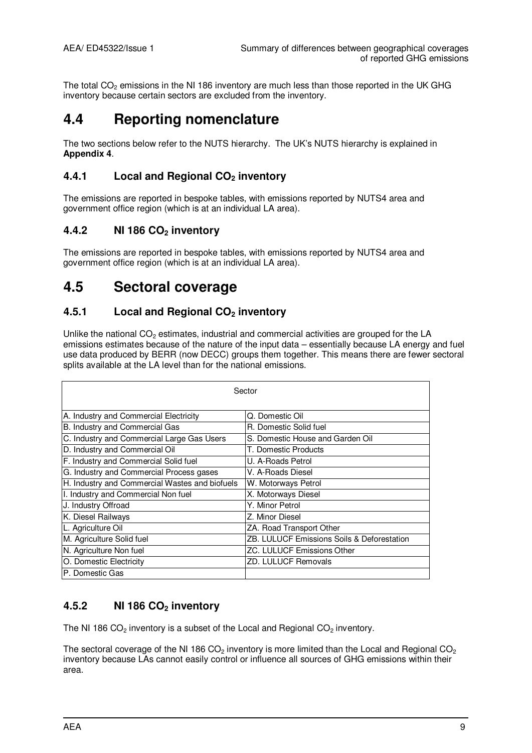The total $CO_2$ emissions in the NI 186 inventory are much less than those reported in the UK GHG inventory because certain sectors are excluded from the inventory.

# 4.4 Reporting nomenclature

The two sections below refer to the NUTS hierarchy. The UK's NUTS hierarchy is explained in **Appendix 4**.

### 4.4.1 Local and Regional $CO_2$ inventory

The emissions are reported in bespoke tables, with emissions reported by NUTS4 area and government office region (which is at an individual LA area).

### 4.4.2 NI 186 $CO_2$ inventory

The emissions are reported in bespoke tables, with emissions reported by NUTS4 area and government office region (which is at an individual LA area).

# 4.5 Sectoral coverage

### 4.5.1 Local and Regional $CO_2$ inventory

Unlike the national $CO_2$ estimates, industrial and commercial activities are grouped for the LA emissions estimates because of the nature of the input data – essentially because LA energy and fuel use data produced by BERR (now DECC) groups them together. This means there are fewer sectoral splits available at the LA level than for the national emissions.

| Sector | |
|---|---|
| A. Industry and Commercial Electricity | Q. Domestic Oil |
| B. Industry and Commercial Gas | R. Domestic Solid fuel |
| C. Industry and Commercial Large Gas Users | S. Domestic House and Garden Oil |
| D. Industry and Commercial Oil | T. Domestic Products |
| F. Industry and Commercial Solid fuel | U. A-Roads Petrol |
| G. Industry and Commercial Process gases | V. A-Roads Diesel |
| H. Industry and Commercial Wastes and biofuels | W. Motorways Petrol |
| I. Industry and Commercial Non fuel | X. Motorways Diesel |
| J. Industry Offroad | Y. Minor Petrol |
| K. Diesel Railways | Z. Minor Diesel |
| L. Agriculture Oil | ZA. Road Transport Other |
| M. Agriculture Solid fuel | ZB. LULUCF Emissions Soils & Deforestation |
| N. Agriculture Non fuel | ZC. LULUCF Emissions Other |
| O. Domestic Electricity | ZD. LULUCF Removals |
| P. Domestic Gas | |

### 4.5.2 NI 186 $CO_2$ inventory

The NI 186 $CO_2$ inventory is a subset of the Local and Regional $CO_2$ inventory.

The sectoral coverage of the NI 186 $CO_2$ inventory is more limited than the Local and Regional $CO_2$ inventory because LAs cannot easily control or influence all sources of GHG emissions within their area.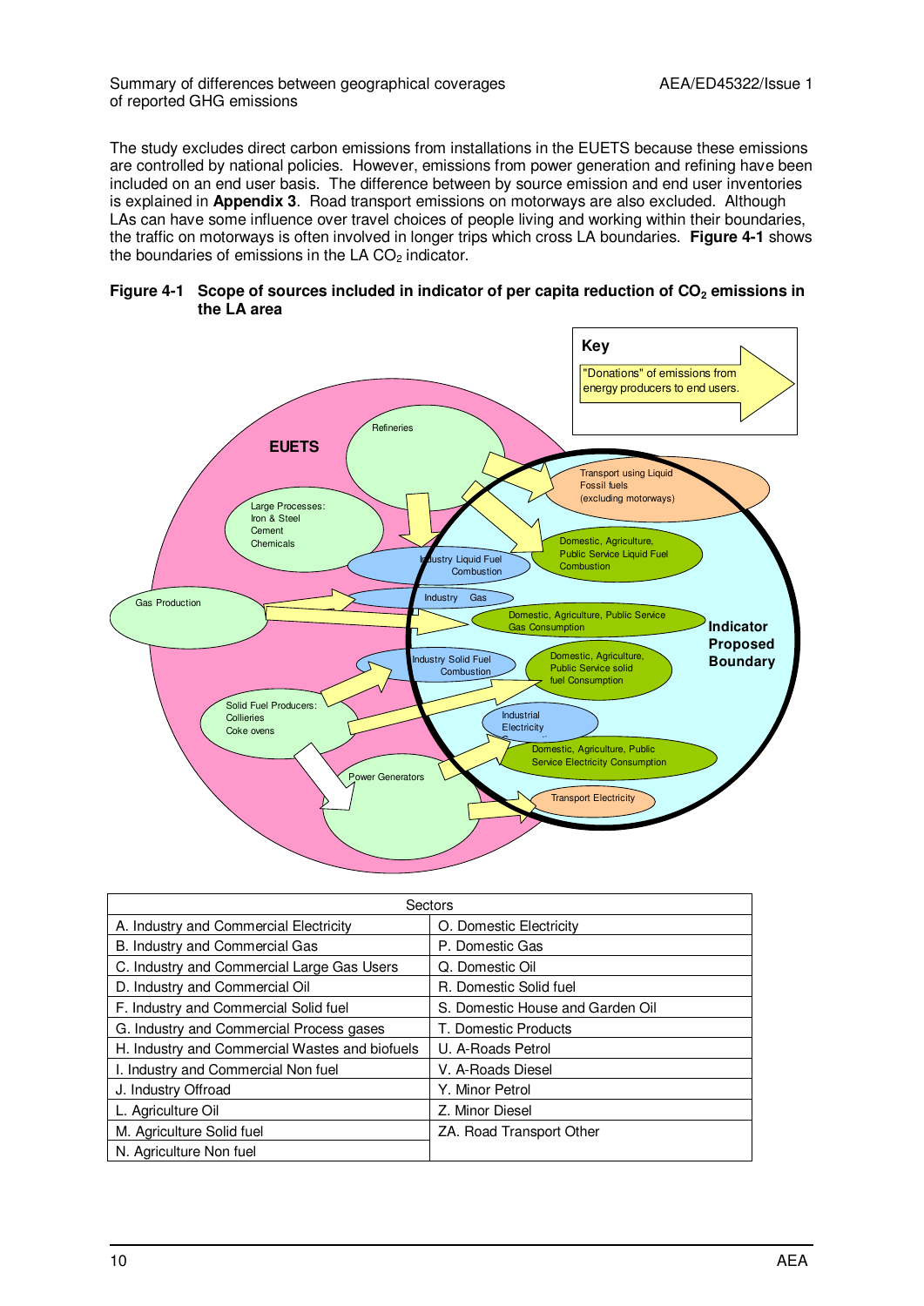The study excludes direct carbon emissions from installations in the EUETS because these emissions are controlled by national policies. However, emissions from power generation and refining have been included on an end user basis. The difference between by source emission and end user inventories is explained in **Appendix 3**. Road transport emissions on motorways are also excluded. Although LAs can have some influence over travel choices of people living and working within their boundaries, the traffic on motorways is often involved in longer trips which cross LA boundaries. **Figure 4-1** shows the boundaries of emissions in the LA $CO_2$ indicator.

**Figure 4-1 Scope of sources included in indicator of per capita reduction of $CO_2$ emissions in the LA area**

| Sectors | |
|---|---|
| A. Industry and Commercial Electricity | O. Domestic Electricity |
| B. Industry and Commercial Gas | P. Domestic Gas |
| C. Industry and Commercial Large Gas Users | Q. Domestic Oil |
| D. Industry and Commercial Oil | R. Domestic Solid fuel |
| F. Industry and Commercial Solid fuel | S. Domestic House and Garden Oil |
| G. Industry and Commercial Process gases | T. Domestic Products |
| H. Industry and Commercial Wastes and biofuels | U. A-Roads Petrol |
| I. Industry and Commercial Non fuel | V. A-Roads Diesel |
| J. Industry Offroad | Y. Minor Petrol |
| L. Agriculture Oil | Z. Minor Diesel |
| M. Agriculture Solid fuel | ZA. Road Transport Other |
| N. Agriculture Non fuel | |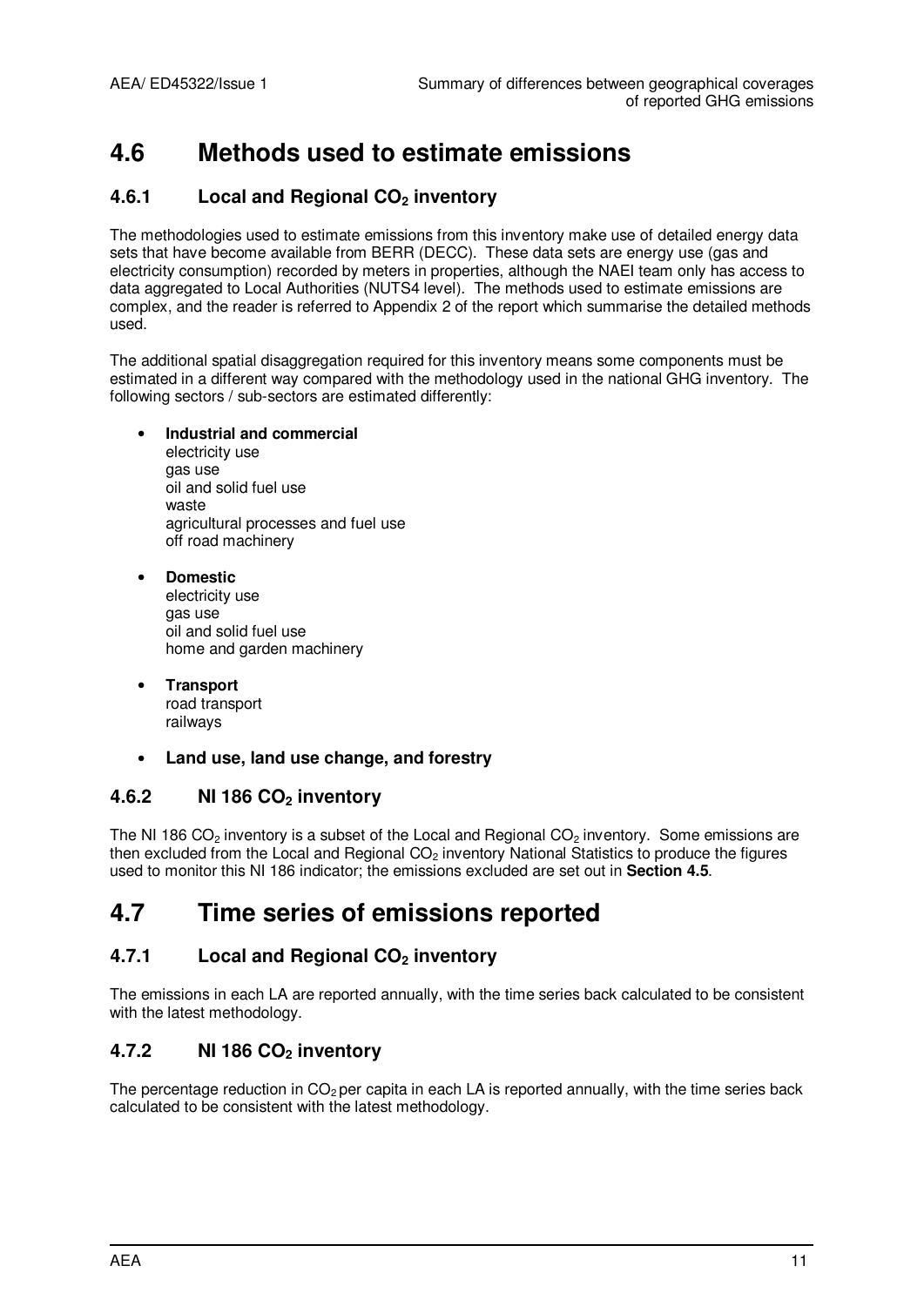## 4.6 Methods used to estimate emissions

### 4.6.1 Local and Regional $CO_2$ inventory

The methodologies used to estimate emissions from this inventory make use of detailed energy data sets that have become available from BERR (DECC). These data sets are energy use (gas and electricity consumption) recorded by meters in properties, although the NAEI team only has access to data aggregated to Local Authorities (NUTS4 level). The methods used to estimate emissions are complex, and the reader is referred to Appendix 2 of the report which summarise the detailed methods used.

The additional spatial disaggregation required for this inventory means some components must be estimated in a different way compared with the methodology used in the national GHG inventory. The following sectors / sub-sectors are estimated differently:

- **Industrial and commercial**
  electricity use
  gas use
  oil and solid fuel use
  waste
  agricultural processes and fuel use
  off road machinery
- **Domestic**
  electricity use
  gas use
  oil and solid fuel use
  home and garden machinery
- **Transport**
  road transport
  railways
- **Land use, land use change, and forestry**

### 4.6.2 NI 186 $CO_2$ inventory

The NI 186 $CO_2$ inventory is a subset of the Local and Regional $CO_2$ inventory. Some emissions are then excluded from the Local and Regional $CO_2$ inventory National Statistics to produce the figures used to monitor this NI 186 indicator; the emissions excluded are set out in **Section 4.5**.

## 4.7 Time series of emissions reported

### 4.7.1 Local and Regional $CO_2$ inventory

The emissions in each LA are reported annually, with the time series back calculated to be consistent with the latest methodology.

### 4.7.2 NI 186 $CO_2$ inventory

The percentage reduction in $CO_2$ per capita in each LA is reported annually, with the time series back calculated to be consistent with the latest methodology.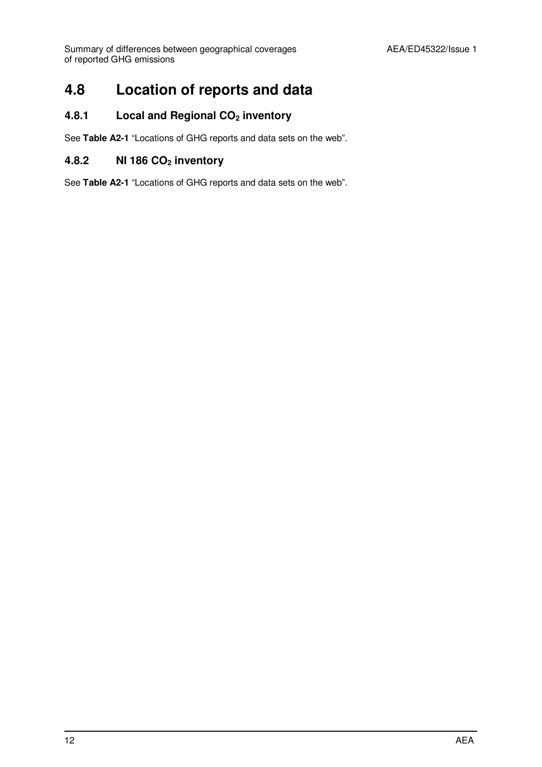## 4.8 Location of reports and data

### 4.8.1 Local and Regional $CO_2$ inventory

See **Table A2-1** “Locations of GHG reports and data sets on the web”.

### 4.8.2 NI 186 $CO_2$ inventory

See **Table A2-1** “Locations of GHG reports and data sets on the web”.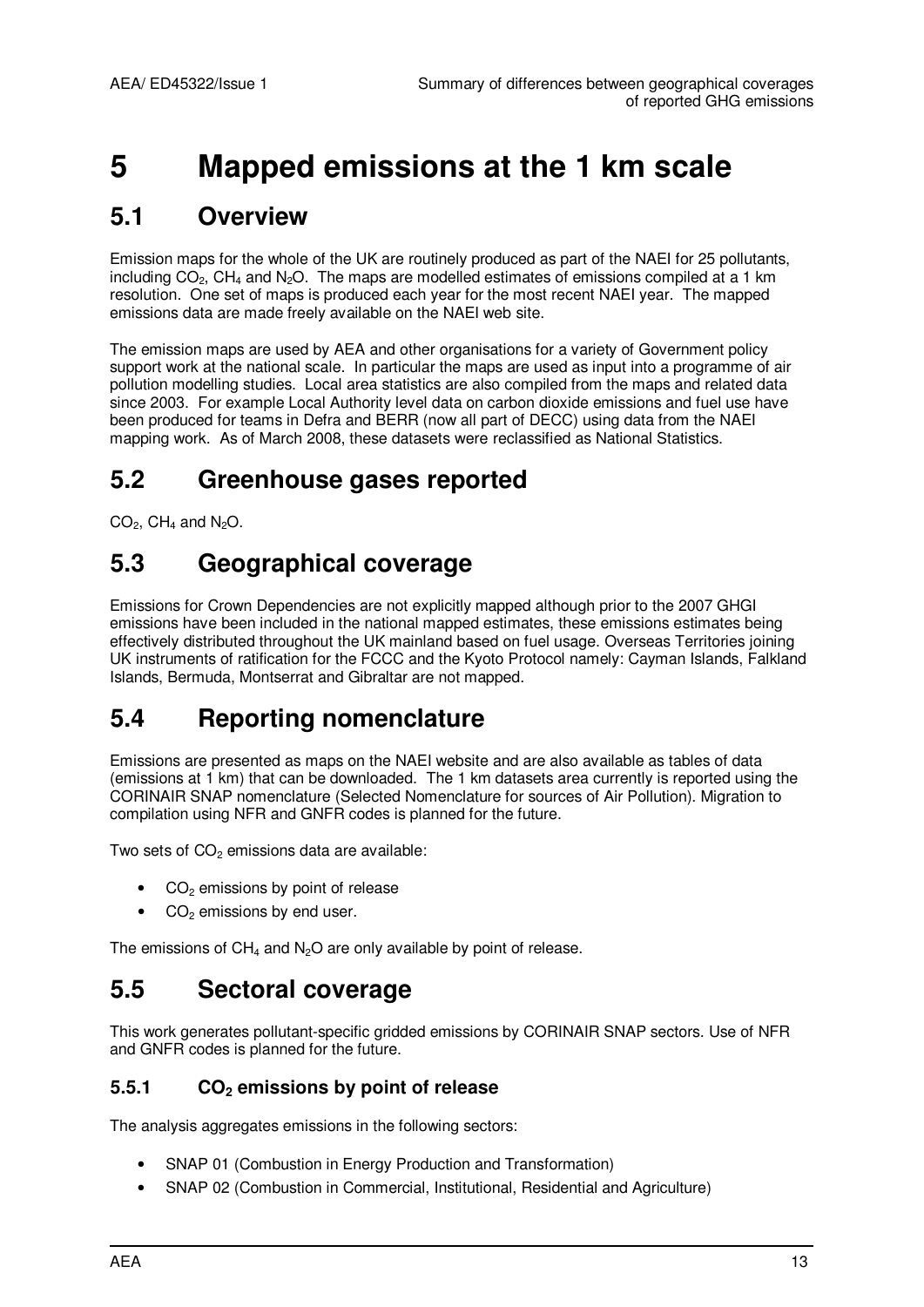# 5 Mapped emissions at the 1 km scale

## 5.1 Overview

Emission maps for the whole of the UK are routinely produced as part of the NAEI for 25 pollutants, including $CO_2$, $CH_4$ and $N_2O$. The maps are modelled estimates of emissions compiled at a 1 km resolution. One set of maps is produced each year for the most recent NAEI year. The mapped emissions data are made freely available on the NAEI web site.

The emission maps are used by AEA and other organisations for a variety of Government policy support work at the national scale. In particular the maps are used as input into a programme of air pollution modelling studies. Local area statistics are also compiled from the maps and related data since 2003. For example Local Authority level data on carbon dioxide emissions and fuel use have been produced for teams in Defra and BERR (now all part of DECC) using data from the NAEI mapping work. As of March 2008, these datasets were reclassified as National Statistics.

## 5.2 Greenhouse gases reported

$CO_2$, $CH_4$ and $N_2O$.

## 5.3 Geographical coverage

Emissions for Crown Dependencies are not explicitly mapped although prior to the 2007 GHGI emissions have been included in the national mapped estimates, these emissions estimates being effectively distributed throughout the UK mainland based on fuel usage. Overseas Territories joining UK instruments of ratification for the FCCC and the Kyoto Protocol namely: Cayman Islands, Falkland Islands, Bermuda, Montserrat and Gibraltar are not mapped.

## 5.4 Reporting nomenclature

Emissions are presented as maps on the NAEI website and are also available as tables of data (emissions at 1 km) that can be downloaded. The 1 km datasets area currently is reported using the CORINAIR SNAP nomenclature (Selected Nomenclature for sources of Air Pollution). Migration to compilation using NFR and GNFR codes is planned for the future.

Two sets of $CO_2$ emissions data are available:

- $CO_2$ emissions by point of release
- $CO_2$ emissions by end user.

The emissions of $CH_4$ and $N_2O$ are only available by point of release.

## 5.5 Sectoral coverage

This work generates pollutant-specific gridded emissions by CORINAIR SNAP sectors. Use of NFR and GNFR codes is planned for the future.

### 5.5.1 $CO_2$ emissions by point of release

The analysis aggregates emissions in the following sectors:

- SNAP 01 (Combustion in Energy Production and Transformation)
- SNAP 02 (Combustion in Commercial, Institutional, Residential and Agriculture)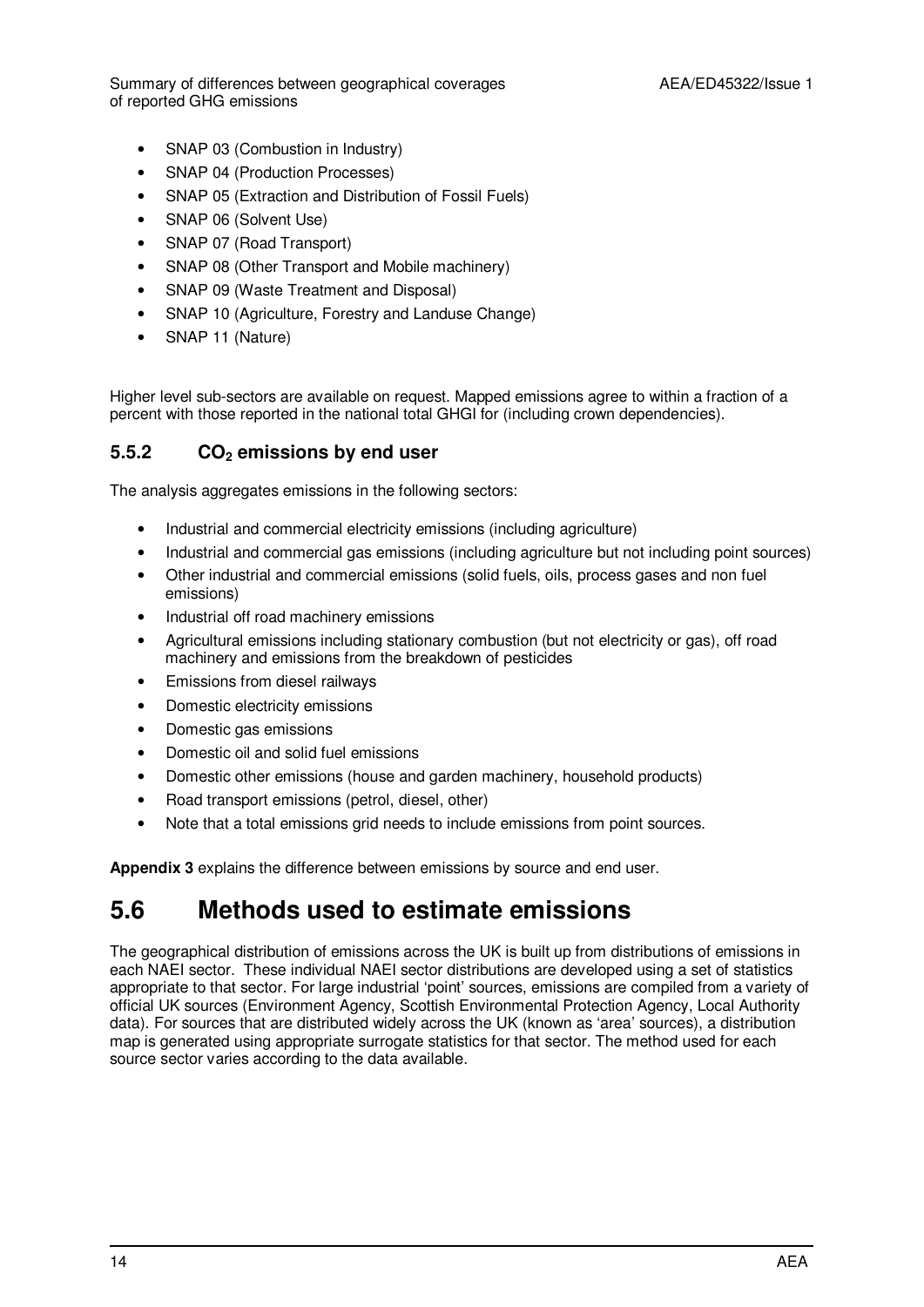- SNAP 03 (Combustion in Industry)
- SNAP 04 (Production Processes)
- SNAP 05 (Extraction and Distribution of Fossil Fuels)
- SNAP 06 (Solvent Use)
- SNAP 07 (Road Transport)
- SNAP 08 (Other Transport and Mobile machinery)
- SNAP 09 (Waste Treatment and Disposal)
- SNAP 10 (Agriculture, Forestry and Landuse Change)
- SNAP 11 (Nature)

Higher level sub-sectors are available on request. Mapped emissions agree to within a fraction of a percent with those reported in the national total GHGI for (including crown dependencies).

### 5.5.2 $CO_2$ emissions by end user

The analysis aggregates emissions in the following sectors:

- Industrial and commercial electricity emissions (including agriculture)
- Industrial and commercial gas emissions (including agriculture but not including point sources)
- Other industrial and commercial emissions (solid fuels, oils, process gases and non fuel emissions)
- Industrial off road machinery emissions
- Agricultural emissions including stationary combustion (but not electricity or gas), off road machinery and emissions from the breakdown of pesticides
- Emissions from diesel railways
- Domestic electricity emissions
- Domestic gas emissions
- Domestic oil and solid fuel emissions
- Domestic other emissions (house and garden machinery, household products)
- Road transport emissions (petrol, diesel, other)
- Note that a total emissions grid needs to include emissions from point sources.

**Appendix 3** explains the difference between emissions by source and end user.

## 5.6 Methods used to estimate emissions

The geographical distribution of emissions across the UK is built up from distributions of emissions in each NAEI sector. These individual NAEI sector distributions are developed using a set of statistics appropriate to that sector. For large industrial 'point' sources, emissions are compiled from a variety of official UK sources (Environment Agency, Scottish Environmental Protection Agency, Local Authority data). For sources that are distributed widely across the UK (known as 'area' sources), a distribution map is generated using appropriate surrogate statistics for that sector. The method used for each source sector varies according to the data available.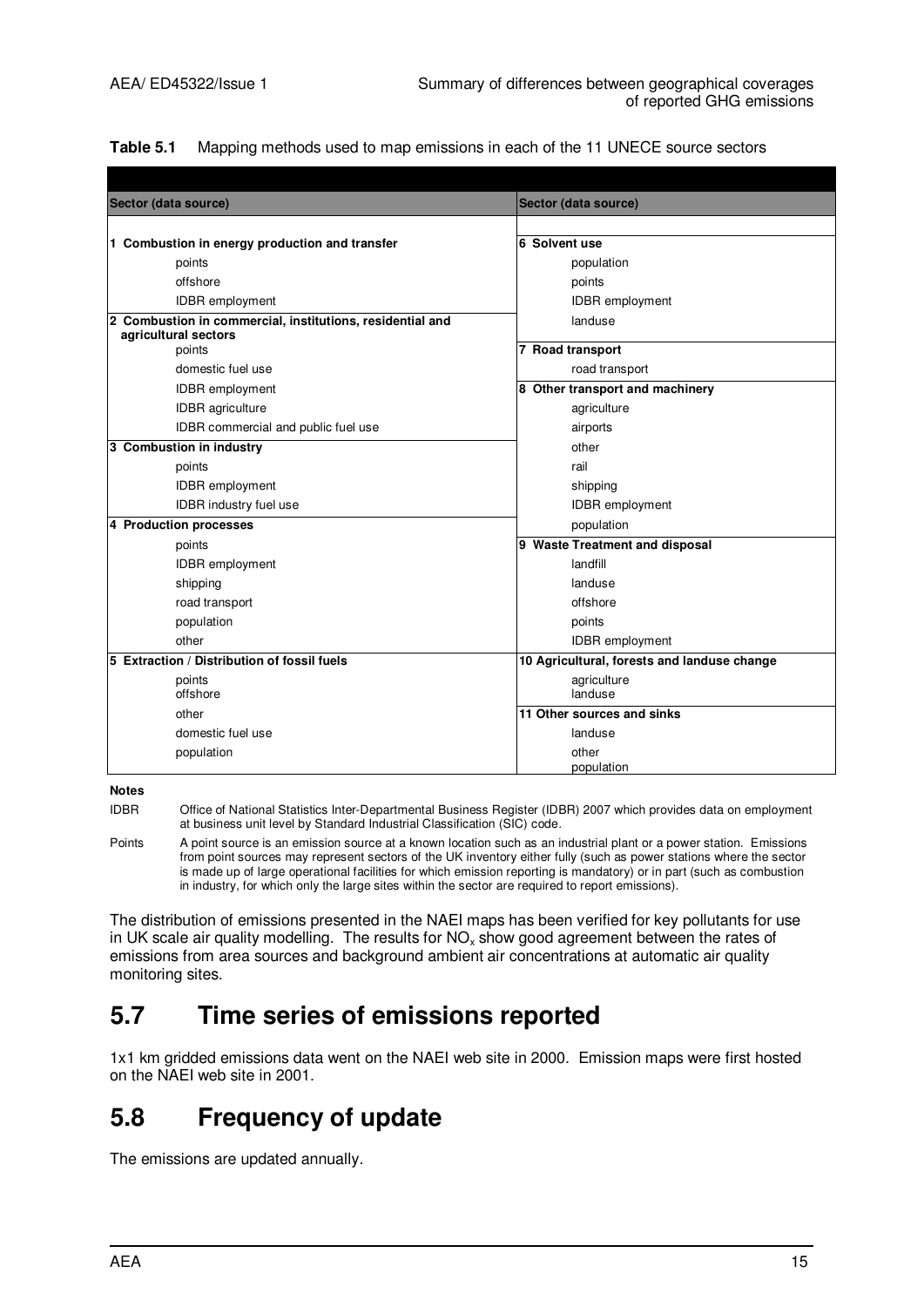**Table 5.1** Mapping methods used to map emissions in each of the 11 UNECE source sectors

| Sector (data source) | Sector (data source) |
|---|---|
| **1 Combustion in energy production and transfer** | **6 Solvent use** |
| points | population |
| offshore | points |
| IDBR employment | IDBR employment |
| **2 Combustion in commercial, institutions, residential and agricultural sectors** | landuse |
| points | **7 Road transport** |
| domestic fuel use | road transport |
| IDBR employment | **8 Other transport and machinery** |
| IDBR agriculture | agriculture |
| IDBR commercial and public fuel use | airports |
| **3 Combustion in industry** | other |
| points | rail |
| IDBR employment | shipping |
| IDBR industry fuel use | IDBR employment |
| **4 Production processes** | population |
| points | **9 Waste Treatment and disposal** |
| IDBR employment | landfill |
| shipping | landuse |
| road transport | offshore |
| population | points |
| other | IDBR employment |
| **5 Extraction / Distribution of fossil fuels** | **10 Agricultural, forests and landuse change** |
| points | agriculture |
| offshore | landuse |
| other | **11 Other sources and sinks** |
| domestic fuel use | landuse |
| population | other |
| | population |

**Notes**

IDBR Office of National Statistics Inter-Departmental Business Register (IDBR) 2007 which provides data on employment at business unit level by Standard Industrial Classification (SIC) code.

Points A point source is an emission source at a known location such as an industrial plant or a power station. Emissions from point sources may represent sectors of the UK inventory either fully (such as power stations where the sector is made up of large operational facilities for which emission reporting is mandatory) or in part (such as combustion in industry, for which only the large sites within the sector are required to report emissions).

The distribution of emissions presented in the NAEI maps has been verified for key pollutants for use in UK scale air quality modelling. The results for $NO_x$ show good agreement between the rates of emissions from area sources and background ambient air concentrations at automatic air quality monitoring sites.

## 5.7 Time series of emissions reported

1x1 km gridded emissions data went on the NAEI web site in 2000. Emission maps were first hosted on the NAEI web site in 2001.

## 5.8 Frequency of update

The emissions are updated annually.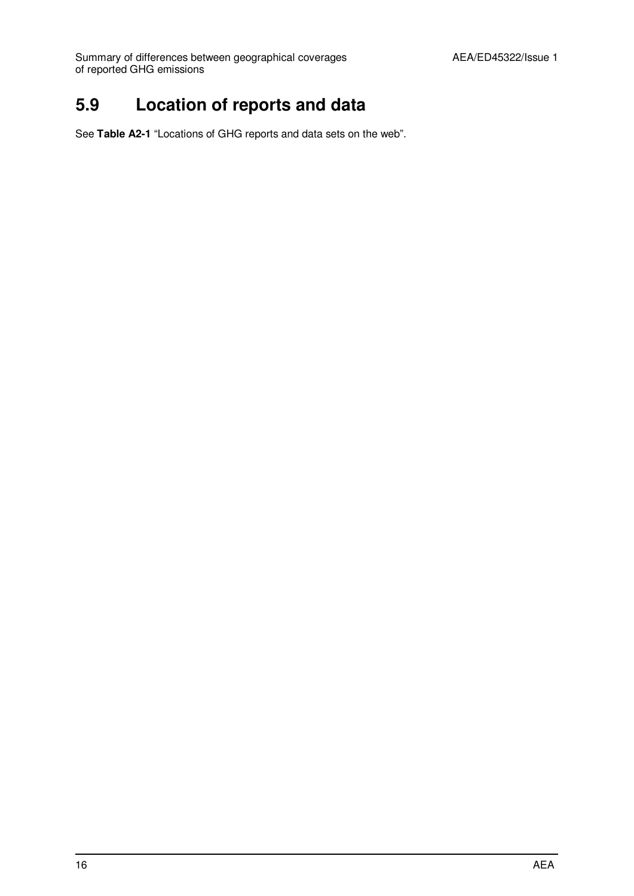## 5.9 Location of reports and data

See **Table A2-1** “Locations of GHG reports and data sets on the web”.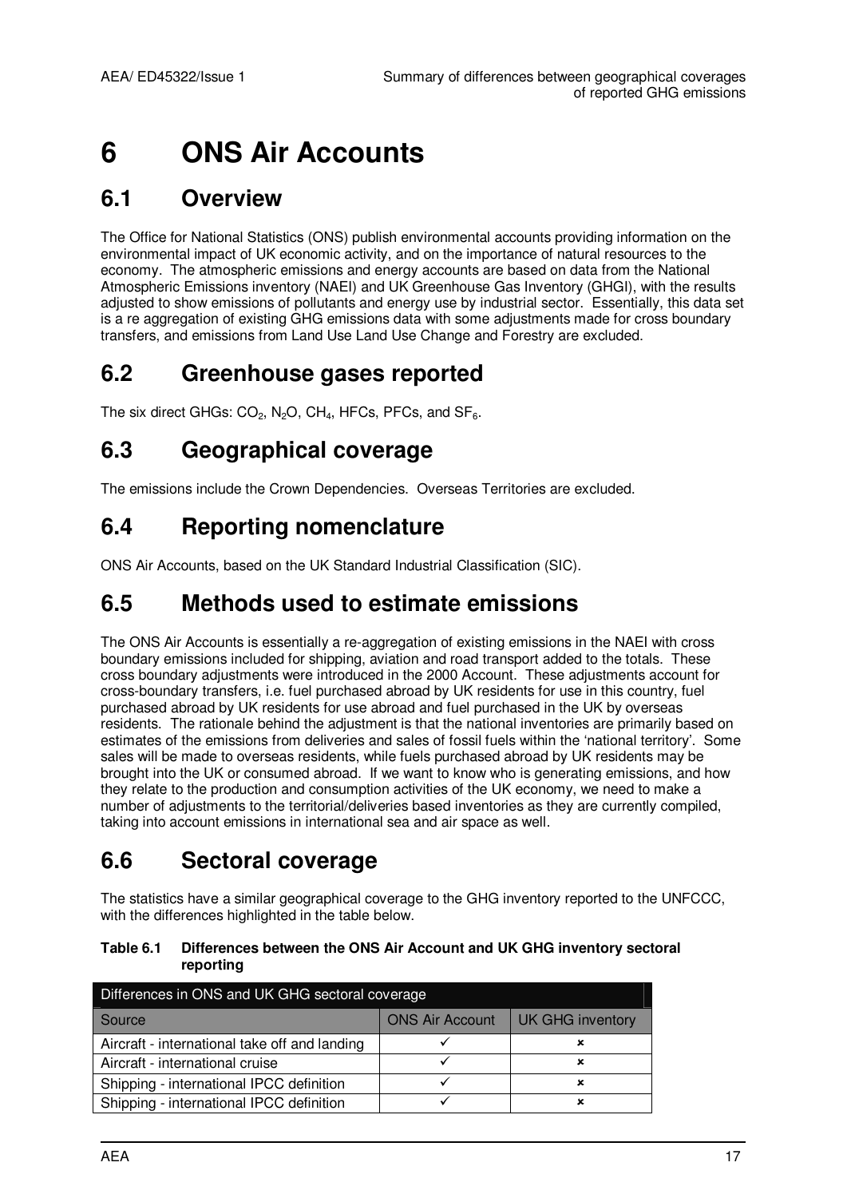# 6 ONS Air Accounts

## 6.1 Overview

The Office for National Statistics (ONS) publish environmental accounts providing information on the environmental impact of UK economic activity, and on the importance of natural resources to the economy. The atmospheric emissions and energy accounts are based on data from the National Atmospheric Emissions inventory (NAEI) and UK Greenhouse Gas Inventory (GHGI), with the results adjusted to show emissions of pollutants and energy use by industrial sector. Essentially, this data set is a re aggregation of existing GHG emissions data with some adjustments made for cross boundary transfers, and emissions from Land Use Land Use Change and Forestry are excluded.

## 6.2 Greenhouse gases reported

The six direct GHGs: $CO_2$, $N_2O$, $CH_4$, HFCs, PFCs, and $SF_6$.

## 6.3 Geographical coverage

The emissions include the Crown Dependencies. Overseas Territories are excluded.

## 6.4 Reporting nomenclature

ONS Air Accounts, based on the UK Standard Industrial Classification (SIC).

## 6.5 Methods used to estimate emissions

The ONS Air Accounts is essentially a re-aggregation of existing emissions in the NAEI with cross boundary emissions included for shipping, aviation and road transport added to the totals. These cross boundary adjustments were introduced in the 2000 Account. These adjustments account for cross-boundary transfers, i.e. fuel purchased abroad by UK residents for use in this country, fuel purchased abroad by UK residents for use abroad and fuel purchased in the UK by overseas residents. The rationale behind the adjustment is that the national inventories are primarily based on estimates of the emissions from deliveries and sales of fossil fuels within the 'national territory'. Some sales will be made to overseas residents, while fuels purchased abroad by UK residents may be brought into the UK or consumed abroad. If we want to know who is generating emissions, and how they relate to the production and consumption activities of the UK economy, we need to make a number of adjustments to the territorial/deliveries based inventories as they are currently compiled, taking into account emissions in international sea and air space as well.

## 6.6 Sectoral coverage

The statistics have a similar geographical coverage to the GHG inventory reported to the UNFCCC, with the differences highlighted in the table below.

**Table 6.1 Differences between the ONS Air Account and UK GHG inventory sectoral reporting**

| Differences in ONS and UK GHG sectoral coverage | | |
|---|---|---|
| Source | ONS Air Account | UK GHG inventory |
| Aircraft - international take off and landing | ✓ | ✗ |
| Aircraft - international cruise | ✓ | ✗ |
| Shipping - international IPCC definition | ✓ | ✗ |
| Shipping - international IPCC definition | ✓ | ✗ |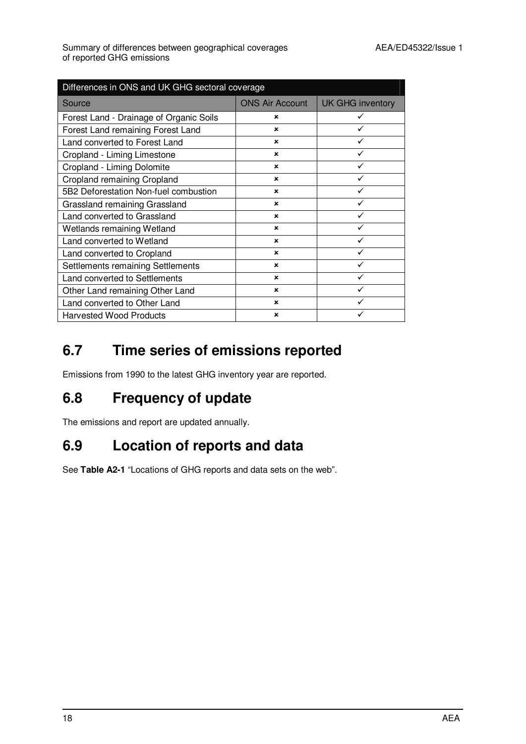| Differences in ONS and UK GHG sectoral coverage | | |
|---|---|---|
| Source | ONS Air Account | UK GHG inventory |
| Forest Land - Drainage of Organic Soils | × | ✓ |
| Forest Land remaining Forest Land | × | ✓ |
| Land converted to Forest Land | × | ✓ |
| Cropland - Liming Limestone | × | ✓ |
| Cropland - Liming Dolomite | × | ✓ |
| Cropland remaining Cropland | × | ✓ |
| 5B2 Deforestation Non-fuel combustion | × | ✓ |
| Grassland remaining Grassland | × | ✓ |
| Land converted to Grassland | × | ✓ |
| Wetlands remaining Wetland | × | ✓ |
| Land converted to Wetland | × | ✓ |
| Land converted to Cropland | × | ✓ |
| Settlements remaining Settlements | × | ✓ |
| Land converted to Settlements | × | ✓ |
| Other Land remaining Other Land | × | ✓ |
| Land converted to Other Land | × | ✓ |
| Harvested Wood Products | × | ✓ |

## 6.7 Time series of emissions reported

Emissions from 1990 to the latest GHG inventory year are reported.

## 6.8 Frequency of update

The emissions and report are updated annually.

## 6.9 Location of reports and data

See **Table A2-1** "Locations of GHG reports and data sets on the web".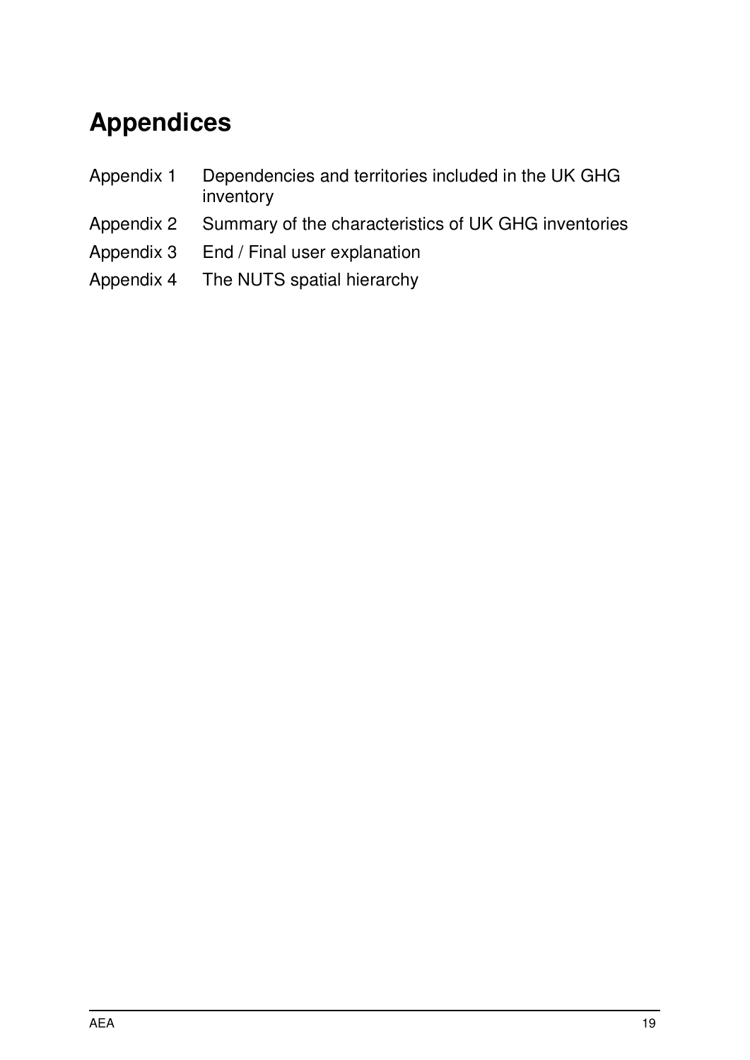# Appendices

| | |
|---|---|
| Appendix 1 | Dependencies and territories included in the UK GHG inventory |
| Appendix 2 | Summary of the characteristics of UK GHG inventories |
| Appendix 3 | End / Final user explanation |
| Appendix 4 | The NUTS spatial hierarchy |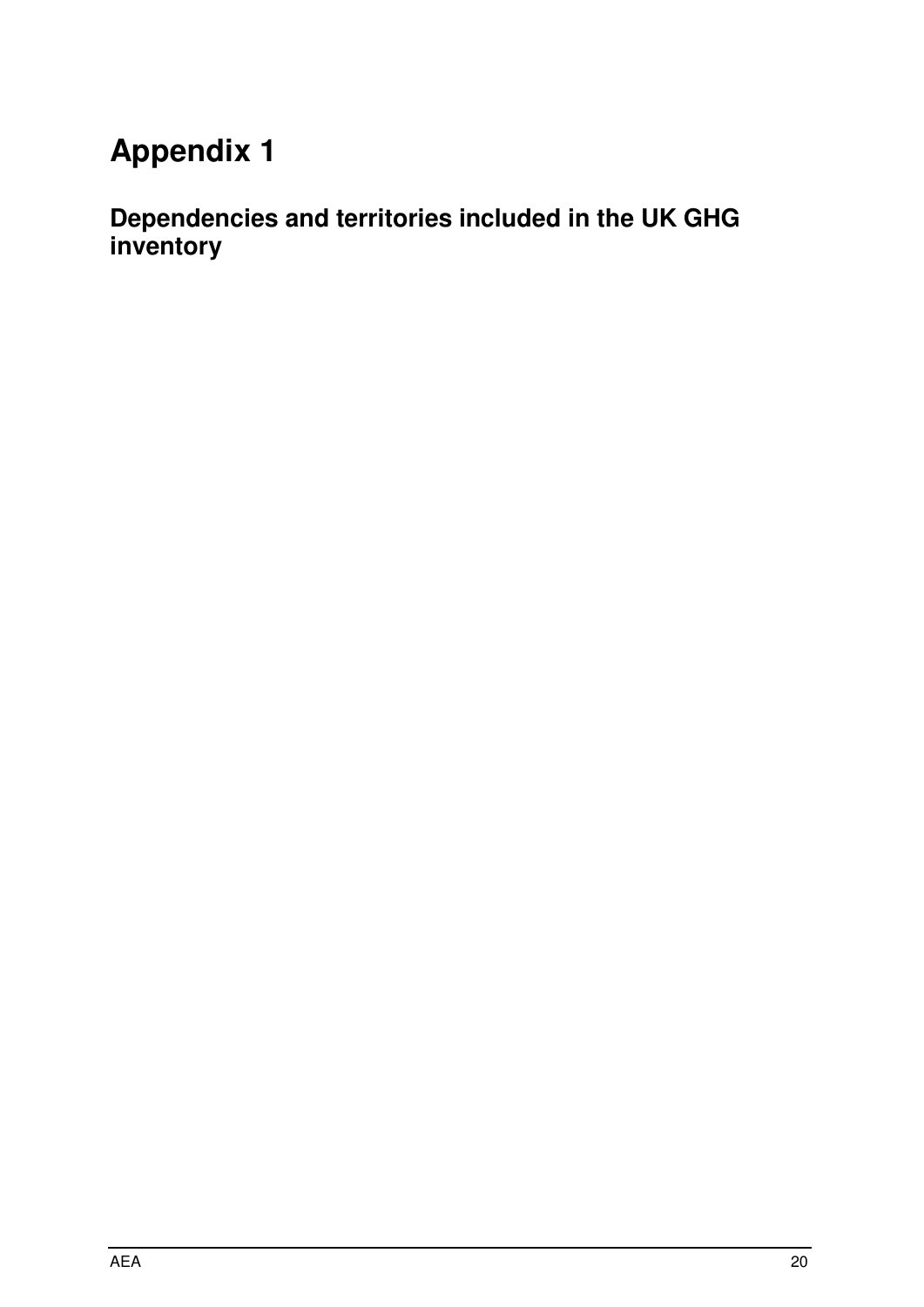# Appendix 1

## Dependencies and territories included in the UK GHG inventory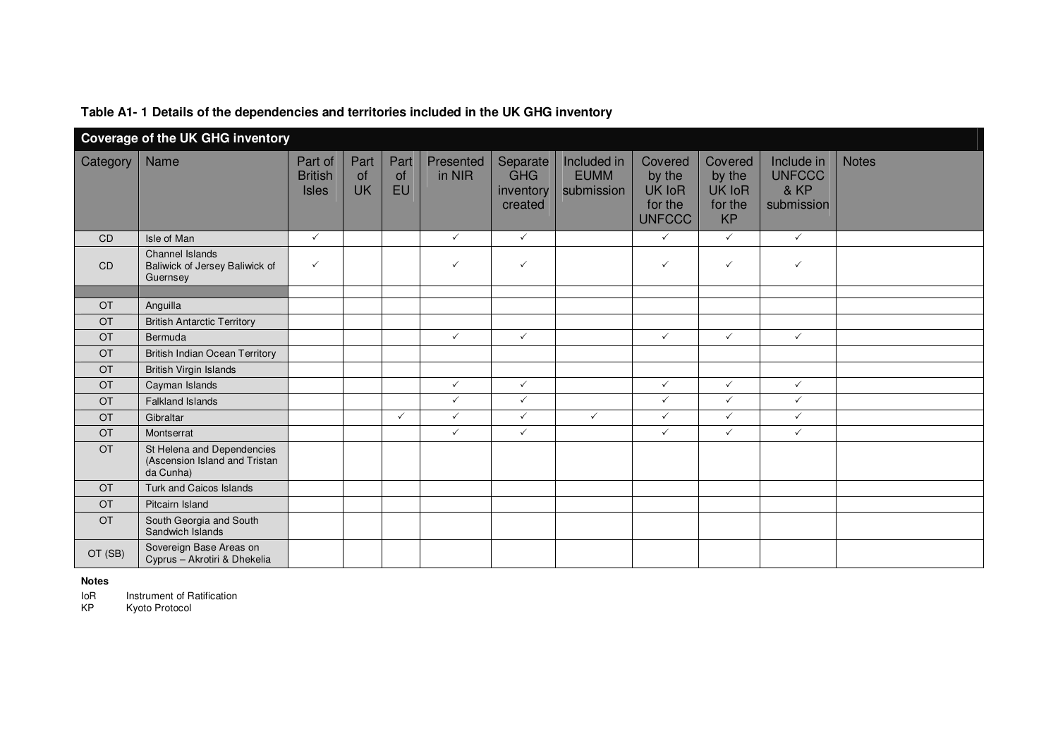**Table A1- 1 Details of the dependencies and territories included in the UK GHG inventory**

| Coverage of the UK GHG inventory | | | | | | | | | | | |
|---|---|---|---|---|---|---|---|---|---|---|---|
| Category | Name | Part of British Isles | Part of UK | Part of EU | Presented in NIR | Separate GHG inventory created | Included in EUMM submission | Covered by the UK IoR for the UNFCCC | Covered by the UK IoR for the KP | Include in UNFCCC & KP submission | Notes |
| CD | Isle of Man | ✓ | | | ✓ | ✓ | | ✓ | ✓ | ✓ | |
| CD | Channel Islands Baliwick of Jersey Baliwick of Guernsey | ✓ | | | ✓ | ✓ | | ✓ | ✓ | ✓ | |
| | | | | | | | | | | | |
| OT | Anguilla | | | | | | | | | | |
| OT | British Antarctic Territory | | | | | | | | | | |
| OT | Bermuda | | | | ✓ | ✓ | | ✓ | ✓ | ✓ | |
| OT | British Indian Ocean Territory | | | | | | | | | | |
| OT | British Virgin Islands | | | | | | | | | | |
| OT | Cayman Islands | | | | ✓ | ✓ | | ✓ | ✓ | ✓ | |
| OT | Falkland Islands | | | | ✓ | ✓ | | ✓ | ✓ | ✓ | |
| OT | Gibraltar | | | ✓ | ✓ | ✓ | ✓ | ✓ | ✓ | ✓ | |
| OT | Montserrat | | | | ✓ | ✓ | | ✓ | ✓ | ✓ | |
| OT | St Helena and Dependencies (Ascension Island and Tristan da Cunha) | | | | | | | | | | |
| OT | Turk and Caicos Islands | | | | | | | | | | |
| OT | Pitcairn Island | | | | | | | | | | |
| OT | South Georgia and South Sandwich Islands | | | | | | | | | | |
| OT (SB) | Sovereign Base Areas on Cyprus – Akrotiri & Dhekelia | | | | | | | | | | |

**Notes**

IoR Instrument of Ratification

KP Kyoto Protocol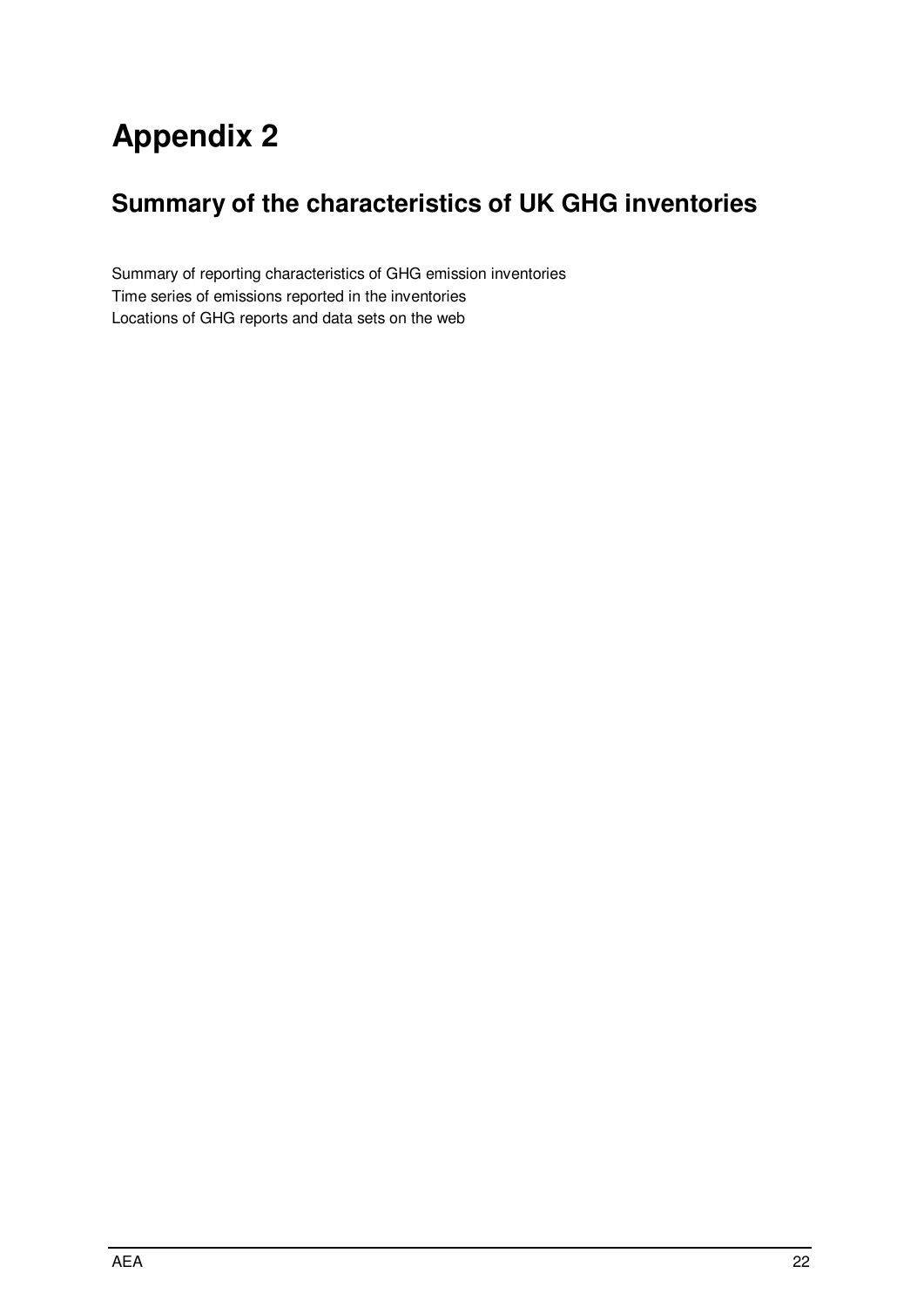# Appendix 2

## Summary of the characteristics of UK GHG inventories

Summary of reporting characteristics of GHG emission inventories
Time series of emissions reported in the inventories
Locations of GHG reports and data sets on the web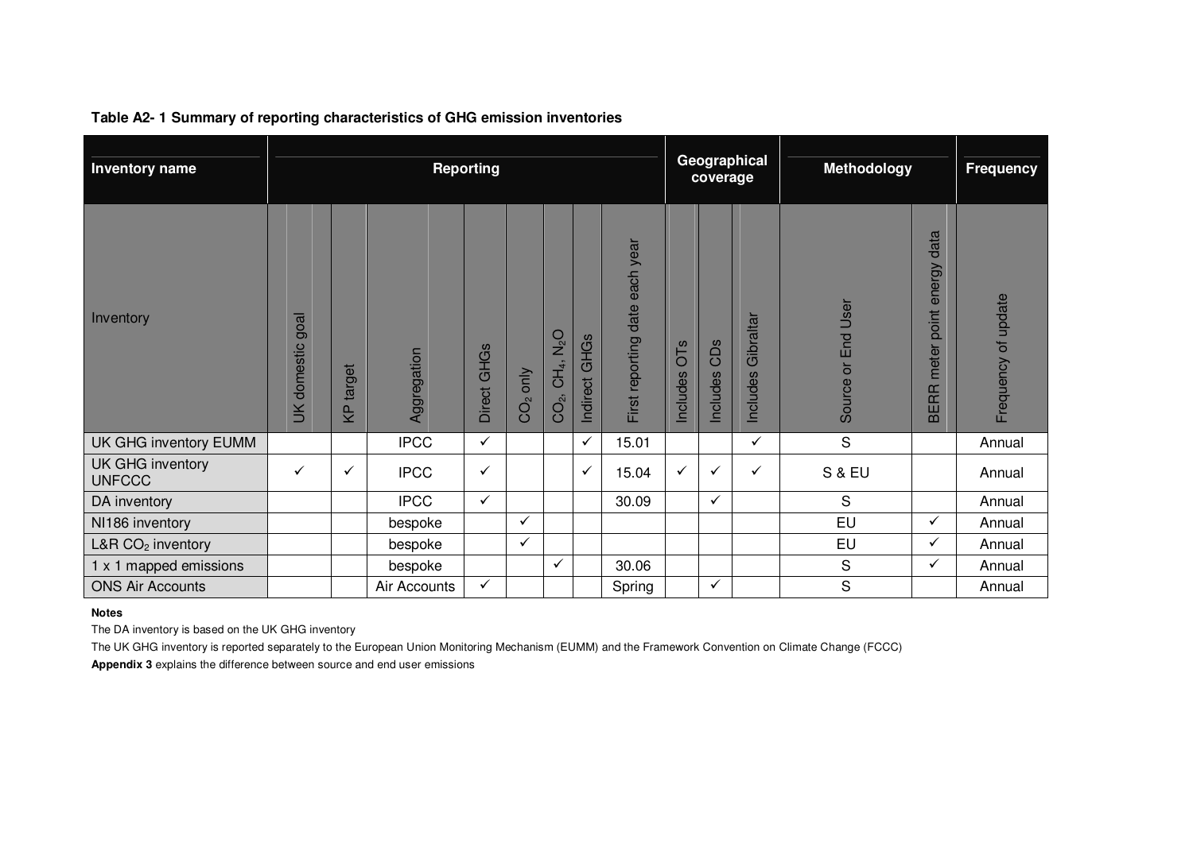**Table A2- 1 Summary of reporting characteristics of GHG emission inventories**

| Inventory name | Reporting | | | | | | | | Geographical coverage | | | Methodology | | Frequency |
|---|---|---|---|---|---|---|---|---|---|---|---|---|---|---|
| Inventory | UK domestic goal | KP target | Aggregation | Direct GHGs | $CO_2$ only | $CO_2$, $CH_4$, $N_2O$ | Indirect GHGs | First reporting date each year | Includes OTs | Includes CDs | Includes Gibraltar | Source or End User | BERR meter point energy data | Frequency of update |
| UK GHG inventory EUMM | | | IPCC | ✓ | | | ✓ | 15.01 | | | ✓ | S | | Annual |
| UK GHG inventory UNFCCC | ✓ | ✓ | IPCC | ✓ | | | ✓ | 15.04 | ✓ | ✓ | ✓ | S & EU | | Annual |
| DA inventory | | | IPCC | ✓ | | | | 30.09 | | ✓ | | S | | Annual |
| NI186 inventory | | | bespoke | | ✓ | | | | | | | EU | ✓ | Annual |
| L&R $CO_2$ inventory | | | bespoke | | ✓ | | | | | | | EU | ✓ | Annual |
| 1 x 1 mapped emissions | | | bespoke | | | ✓ | | 30.06 | | | | S | ✓ | Annual |
| ONS Air Accounts | | | Air Accounts | ✓ | | | | Spring | | ✓ | | S | | Annual |

**Notes**

The DA inventory is based on the UK GHG inventory

The UK GHG inventory is reported separately to the European Union Monitoring Mechanism (EUMM) and the Framework Convention on Climate Change (FCCC)

**Appendix 3** explains the difference between source and end user emissions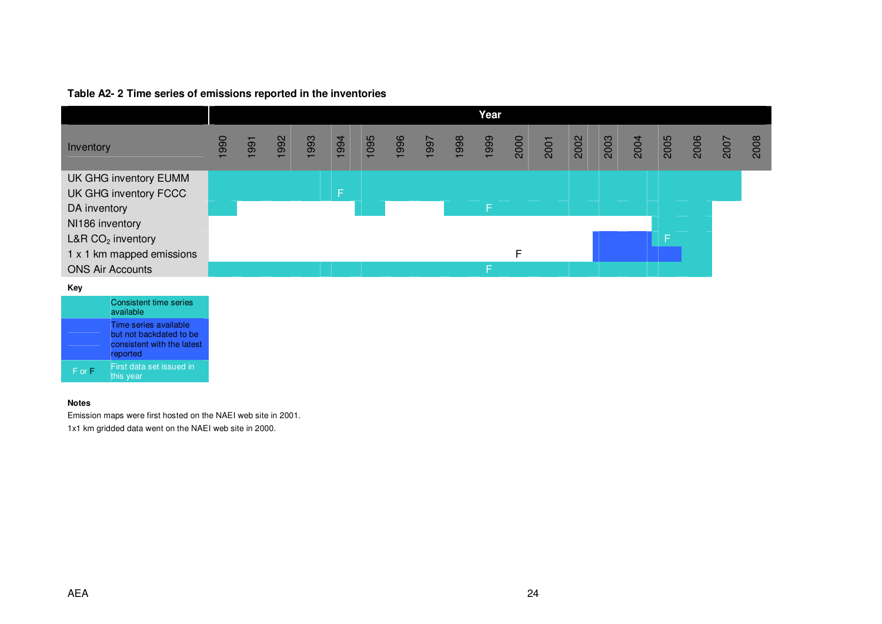**Table A2- 2 Time series of emissions reported in the inventories**

| Inventory | 1990 | 1991 | 1992 | 1993 | 1994 | 1095 | 1996 | 1997 | 1998 | 1999 | 2000 | 2001 | 2002 | 2003 | 2004 | 2005 | 2006 | 2007 | 2008 |
|---|---|---|---|---|---|---|---|---|---|---|---|---|---|---|---|---|---|---|---|
| UK GHG inventory EUMM | | | | | | | | | | | | | | | | | | | |
| UK GHG inventory FCCC | | | | | F | | | | | | | | | | | | | | |
| DA inventory | | | | | | | | | | F | | | | | | | | | |
| NI186 inventory | | | | | | | | | | | | | | | | | | | |
| L&R $CO_2$ inventory | | | | | | | | | | | | | | | | F | | | |
| 1 x 1 km mapped emissions | | | | | | | | | | | F | | | | | | | | |
| ONS Air Accounts | | | | | | | | | | F | | | | | | | | | |

**Key**

| | |
|---|---|
| | Consistent time series available |
| | Time series available but not backdated to be consistent with the latest reported |
| F or F | First data set issued in this year |

**Notes**

Emission maps were first hosted on the NAEI web site in 2001.

1x1 km gridded data went on the NAEI web site in 2000.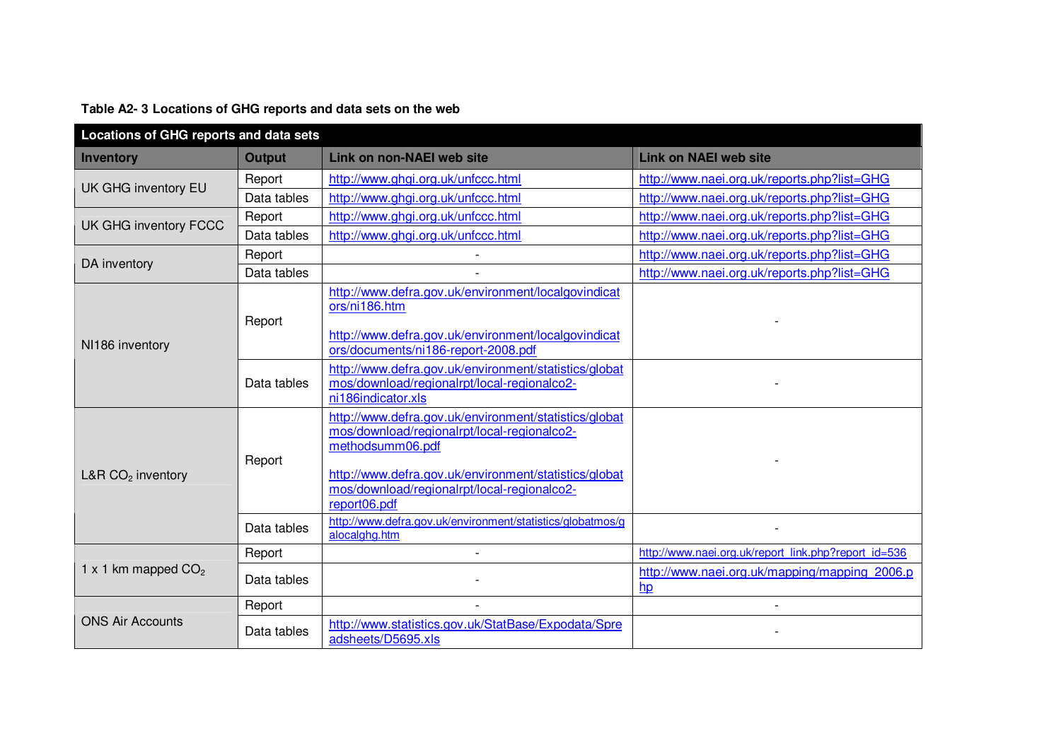**Table A2- 3 Locations of GHG reports and data sets on the web**

| Locations of GHG reports and data sets | | | |
|---|---|---|---|
| **Inventory** | **Output** | **Link on non-NAEI web site** | **Link on NAEI web site** |
| UK GHG inventory EU | Report | http://www.ghgi.org.uk/unfccc.html | http://www.naei.org.uk/reports.php?list=GHG |
| | Data tables | http://www.ghgi.org.uk/unfccc.html | http://www.naei.org.uk/reports.php?list=GHG |
| UK GHG inventory FCCC | Report | http://www.ghgi.org.uk/unfccc.html | http://www.naei.org.uk/reports.php?list=GHG |
| | Data tables | http://www.ghgi.org.uk/unfccc.html | http://www.naei.org.uk/reports.php?list=GHG |
| DA inventory | Report | - | http://www.naei.org.uk/reports.php?list=GHG |
| | Data tables | - | http://www.naei.org.uk/reports.php?list=GHG |
| NI186 inventory | Report | http://www.defra.gov.uk/environment/localgovindicators/ni186.htm<br><br>http://www.defra.gov.uk/environment/localgovindicators/documents/ni186-report-2008.pdf | - |
| | Data tables | http://www.defra.gov.uk/environment/statistics/globatmos/download/regionalrpt/local-regionalco2-ni186indicator.xls | - |
| L&R $CO_2$ inventory | Report | http://www.defra.gov.uk/environment/statistics/globatmos/download/regionalrpt/local-regionalco2-methodsumm06.pdf<br><br>http://www.defra.gov.uk/environment/statistics/globatmos/download/regionalrpt/local-regionalco2-report06.pdf | - |
| | Data tables | http://www.defra.gov.uk/environment/statistics/globatmos/galocalghg.htm | - |
| 1 x 1 km mapped $CO_2$ | Report | - | http://www.naei.org.uk/report_link.php?report_id=536 |
| | Data tables | - | http://www.naei.org.uk/mapping/mapping_2006.php |
| ONS Air Accounts | Report | - | - |
| | Data tables | http://www.statistics.gov.uk/StatBase/Expodata/Spreadsheets/D5695.xls | - |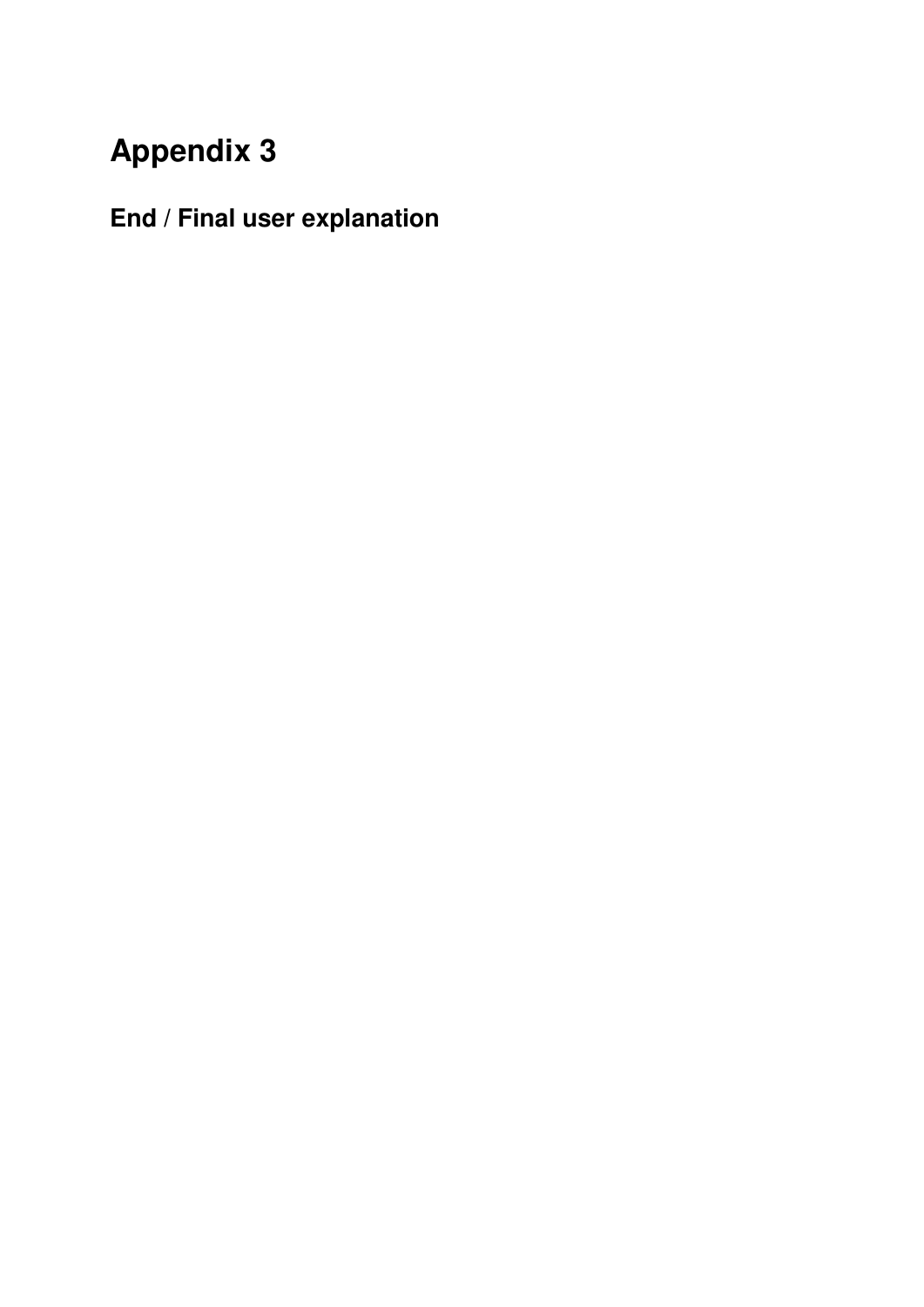# Appendix 3

## End / Final user explanation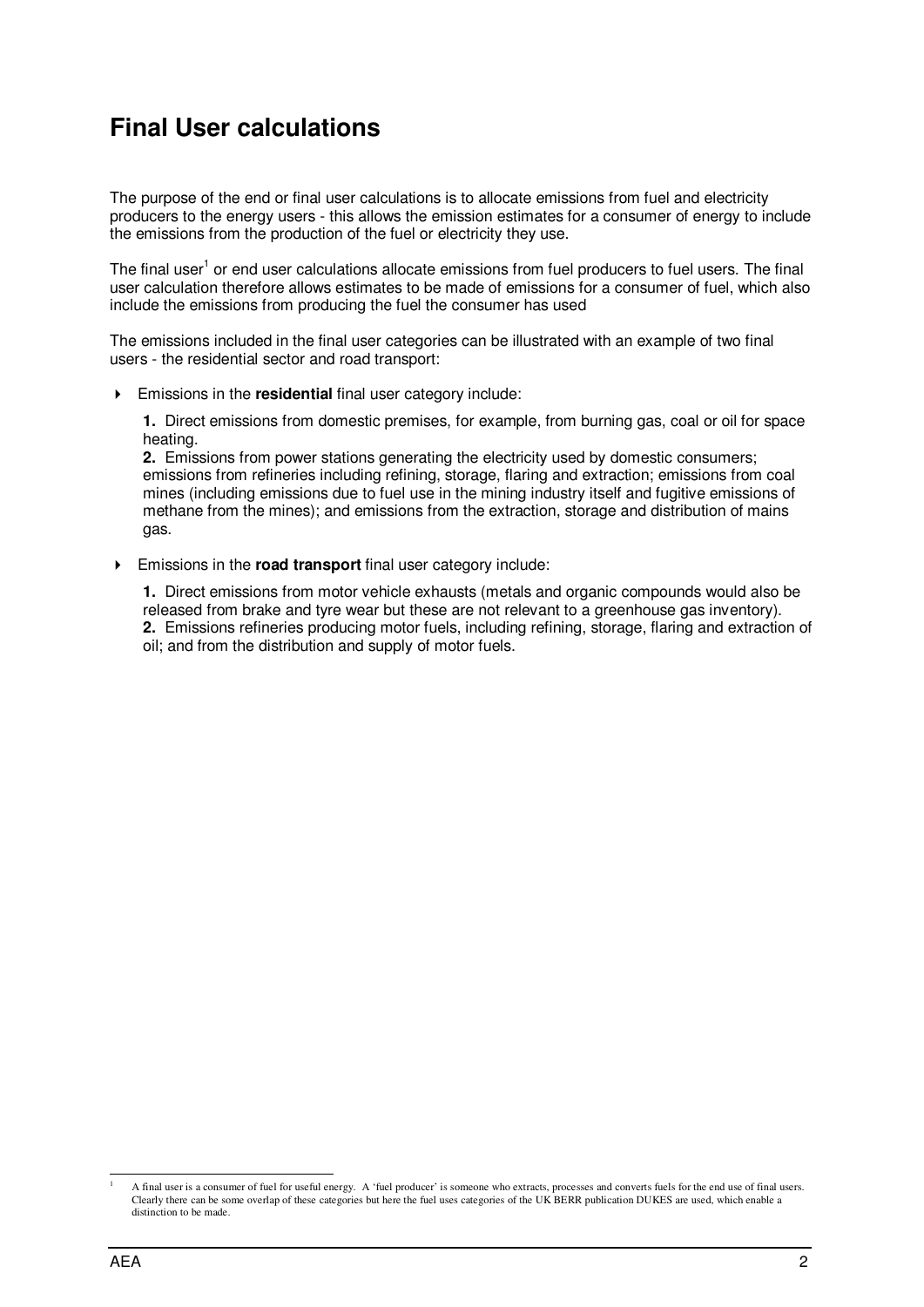# Final User calculations

The purpose of the end or final user calculations is to allocate emissions from fuel and electricity producers to the energy users - this allows the emission estimates for a consumer of energy to include the emissions from the production of the fuel or electricity they use.

The final user[1] or end user calculations allocate emissions from fuel producers to fuel users. The final user calculation therefore allows estimates to be made of emissions for a consumer of fuel, which also include the emissions from producing the fuel the consumer has used

The emissions included in the final user categories can be illustrated with an example of two final users - the residential sector and road transport:

- Emissions in the **residential** final user category include:

  **1.** Direct emissions from domestic premises, for example, from burning gas, coal or oil for space heating.
  **2.** Emissions from power stations generating the electricity used by domestic consumers; emissions from refineries including refining, storage, flaring and extraction; emissions from coal mines (including emissions due to fuel use in the mining industry itself and fugitive emissions of methane from the mines); and emissions from the extraction, storage and distribution of mains gas.

- Emissions in the **road transport** final user category include:

  **1.** Direct emissions from motor vehicle exhausts (metals and organic compounds would also be released from brake and tyre wear but these are not relevant to a greenhouse gas inventory).
  **2.** Emissions refineries producing motor fuels, including refining, storage, flaring and extraction of oil; and from the distribution and supply of motor fuels.

[1] A final user is a consumer of fuel for useful energy. A 'fuel producer' is someone who extracts, processes and converts fuels for the end use of final users. Clearly there can be some overlap of these categories but here the fuel uses categories of the UK BERR publication DUKES are used, which enable a distinction to be made.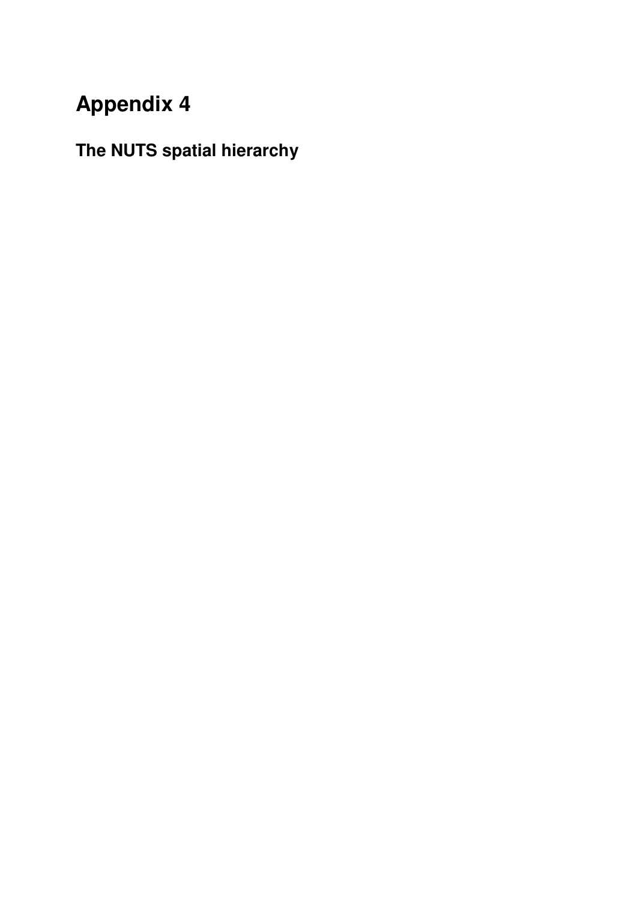# Appendix 4

## The NUTS spatial hierarchy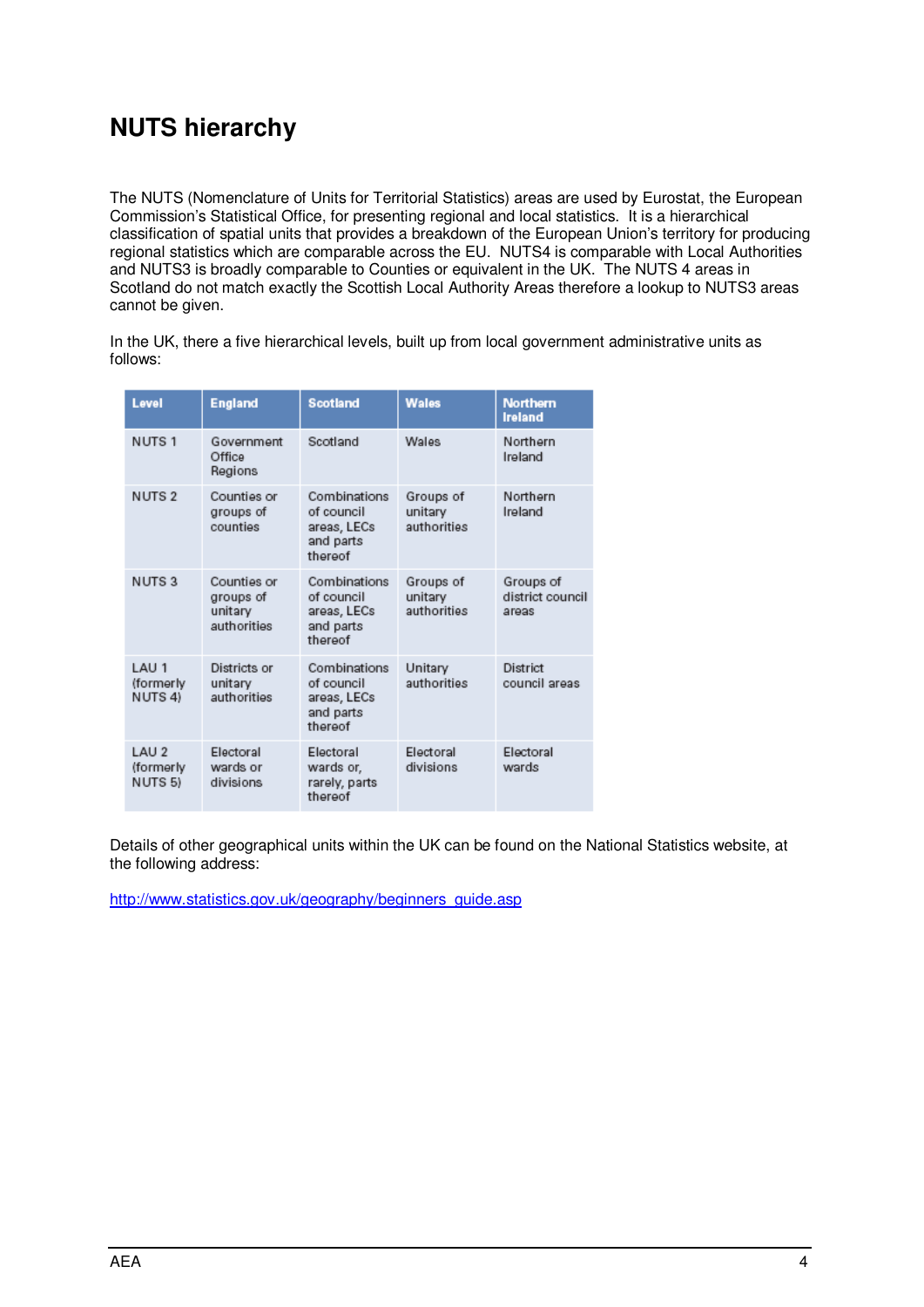# NUTS hierarchy

The NUTS (Nomenclature of Units for Territorial Statistics) areas are used by Eurostat, the European Commission's Statistical Office, for presenting regional and local statistics. It is a hierarchical classification of spatial units that provides a breakdown of the European Union's territory for producing regional statistics which are comparable across the EU. NUTS4 is comparable with Local Authorities and NUTS3 is broadly comparable to Counties or equivalent in the UK. The NUTS 4 areas in Scotland do not match exactly the Scottish Local Authority Areas therefore a lookup to NUTS3 areas cannot be given.

In the UK, there a five hierarchical levels, built up from local government administrative units as follows:

| Level | England | Scotland | Wales | Northern Ireland |
|---|---|---|---|---|
| NUTS 1 | Government Office Regions | Scotland | Wales | Northern Ireland |
| NUTS 2 | Counties or groups of counties | Combinations of council areas, LECs and parts thereof | Groups of unitary authorities | Northern Ireland |
| NUTS 3 | Counties or groups of unitary authorities | Combinations of council areas, LECs and parts thereof | Groups of unitary authorities | Groups of district council areas |
| LAU 1 (formerly NUTS 4) | Districts or unitary authorities | Combinations of council areas, LECs and parts thereof | Unitary authorities | District council areas |
| LAU 2 (formerly NUTS 5) | Electoral wards or divisions | Electoral wards or, rarely, parts thereof | Electoral divisions | Electoral wards |

Details of other geographical units within the UK can be found on the National Statistics website, at the following address:

http://www.statistics.gov.uk/geography/beginners_guide.asp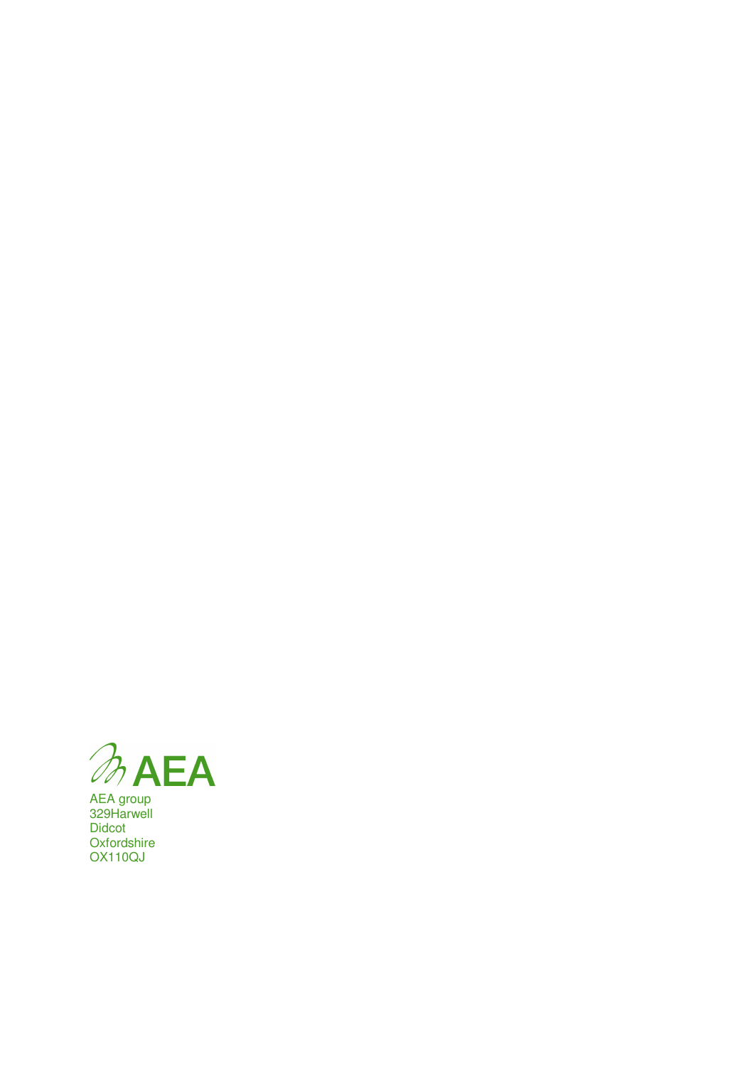AEA

AEA group
329Harwell
Didcot
Oxfordshire
OX110QJ